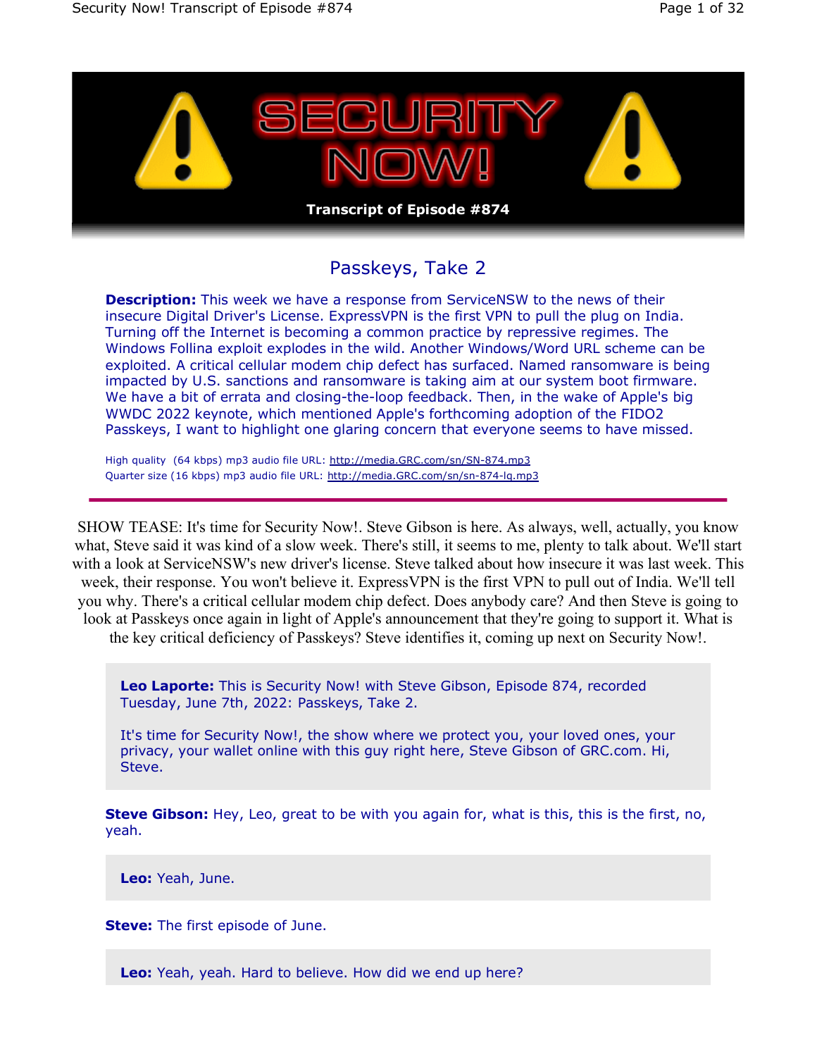# Security Now!

**Transcript of Episode #874**

## Passkeys, Take 2

**Description:** This week we have a response from ServiceNSW to the news of their insecure Digital Driver's License. ExpressVPN is the first VPN to pull the plug on India. Turning off the Internet is becoming a common practice by repressive regimes. The Windows Follina exploit explodes in the wild. Another Windows/Word URL scheme can be exploited. A critical cellular modem chip defect has surfaced. Named ransomware is being impacted by U.S. sanctions and ransomware is taking aim at our system boot firmware. We have a bit of errata and closing-the-loop feedback. Then, in the wake of Apple's big WWDC 2022 keynote, which mentioned Apple's forthcoming adoption of the FIDO2 Passkeys, I want to highlight one glaring concern that everyone seems to have missed.

High quality (64 kbps) mp3 audio file URL: http://media.GRC.com/sn/SN-874.mp3
Quarter size (16 kbps) mp3 audio file URL: http://media.GRC.com/sn/sn-874-lq.mp3

---

SHOW TEASE: It's time for Security Now!. Steve Gibson is here. As always, well, actually, you know what, Steve said it was kind of a slow week. There's still, it seems to me, plenty to talk about. We'll start with a look at ServiceNSW's new driver's license. Steve talked about how insecure it was last week. This week, their response. You won't believe it. ExpressVPN is the first VPN to pull out of India. We'll tell you why. There's a critical cellular modem chip defect. Does anybody care? And then Steve is going to look at Passkeys once again in light of Apple's announcement that they're going to support it. What is the key critical deficiency of Passkeys? Steve identifies it, coming up next on Security Now!.

**Leo Laporte:** This is Security Now! with Steve Gibson, Episode 874, recorded Tuesday, June 7th, 2022: Passkeys, Take 2.

It's time for Security Now!, the show where we protect you, your loved ones, your privacy, your wallet online with this guy right here, Steve Gibson of GRC.com. Hi, Steve.

**Steve Gibson:** Hey, Leo, great to be with you again for, what is this, this is the first, no, yeah.

**Leo:** Yeah, June.

**Steve:** The first episode of June.

**Leo:** Yeah, yeah. Hard to believe. How did we end up here?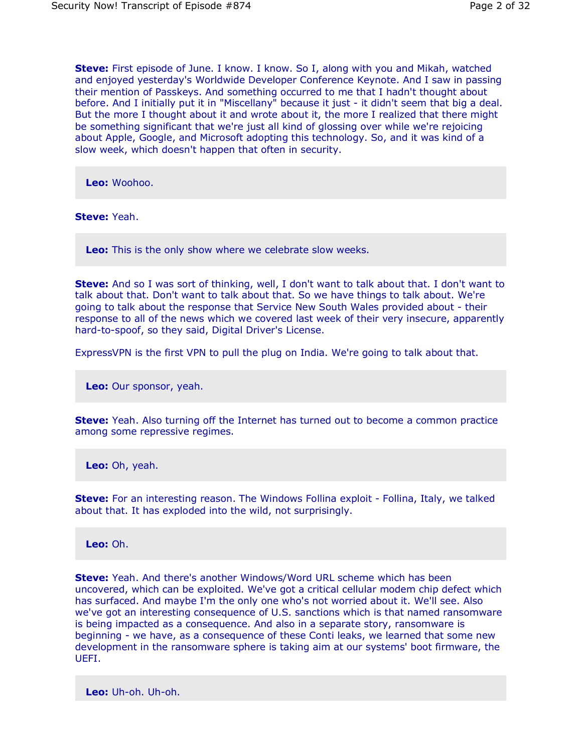**Steve:** First episode of June. I know. I know. So I, along with you and Mikah, watched and enjoyed yesterday's Worldwide Developer Conference Keynote. And I saw in passing their mention of Passkeys. And something occurred to me that I hadn't thought about before. And I initially put it in "Miscellany" because it just - it didn't seem that big a deal. But the more I thought about it and wrote about it, the more I realized that there might be something significant that we're just all kind of glossing over while we're rejoicing about Apple, Google, and Microsoft adopting this technology. So, and it was kind of a slow week, which doesn't happen that often in security.

**Leo:** Woohoo.

**Steve:** Yeah.

**Leo:** This is the only show where we celebrate slow weeks.

**Steve:** And so I was sort of thinking, well, I don't want to talk about that. I don't want to talk about that. Don't want to talk about that. So we have things to talk about. We're going to talk about the response that Service New South Wales provided about - their response to all of the news which we covered last week of their very insecure, apparently hard-to-spoof, so they said, Digital Driver's License.

ExpressVPN is the first VPN to pull the plug on India. We're going to talk about that.

**Leo:** Our sponsor, yeah.

**Steve:** Yeah. Also turning off the Internet has turned out to become a common practice among some repressive regimes.

**Leo:** Oh, yeah.

**Steve:** For an interesting reason. The Windows Follina exploit - Follina, Italy, we talked about that. It has exploded into the wild, not surprisingly.

**Leo:** Oh.

**Steve:** Yeah. And there's another Windows/Word URL scheme which has been uncovered, which can be exploited. We've got a critical cellular modem chip defect which has surfaced. And maybe I'm the only one who's not worried about it. We'll see. Also we've got an interesting consequence of U.S. sanctions which is that named ransomware is being impacted as a consequence. And also in a separate story, ransomware is beginning - we have, as a consequence of these Conti leaks, we learned that some new development in the ransomware sphere is taking aim at our systems' boot firmware, the UEFI.

**Leo:** Uh-oh. Uh-oh.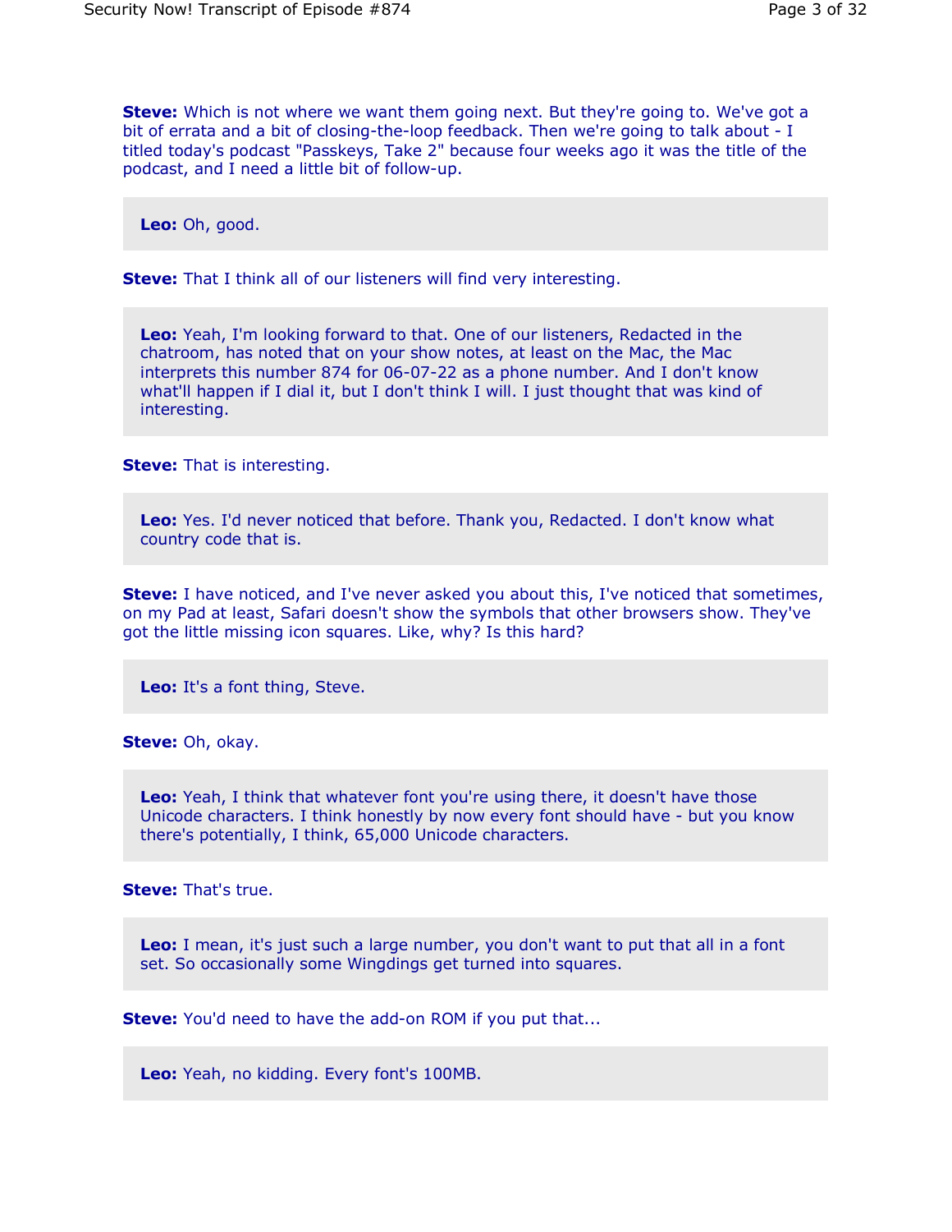**Steve:** Which is not where we want them going next. But they're going to. We've got a bit of errata and a bit of closing-the-loop feedback. Then we're going to talk about - I titled today's podcast "Passkeys, Take 2" because four weeks ago it was the title of the podcast, and I need a little bit of follow-up.

**Leo:** Oh, good.

**Steve:** That I think all of our listeners will find very interesting.

**Leo:** Yeah, I'm looking forward to that. One of our listeners, Redacted in the chatroom, has noted that on your show notes, at least on the Mac, the Mac interprets this number 874 for 06-07-22 as a phone number. And I don't know what'll happen if I dial it, but I don't think I will. I just thought that was kind of interesting.

**Steve:** That is interesting.

**Leo:** Yes. I'd never noticed that before. Thank you, Redacted. I don't know what country code that is.

**Steve:** I have noticed, and I've never asked you about this, I've noticed that sometimes, on my Pad at least, Safari doesn't show the symbols that other browsers show. They've got the little missing icon squares. Like, why? Is this hard?

**Leo:** It's a font thing, Steve.

**Steve:** Oh, okay.

**Leo:** Yeah, I think that whatever font you're using there, it doesn't have those Unicode characters. I think honestly by now every font should have - but you know there's potentially, I think, 65,000 Unicode characters.

**Steve:** That's true.

**Leo:** I mean, it's just such a large number, you don't want to put that all in a font set. So occasionally some Wingdings get turned into squares.

**Steve:** You'd need to have the add-on ROM if you put that...

**Leo:** Yeah, no kidding. Every font's 100MB.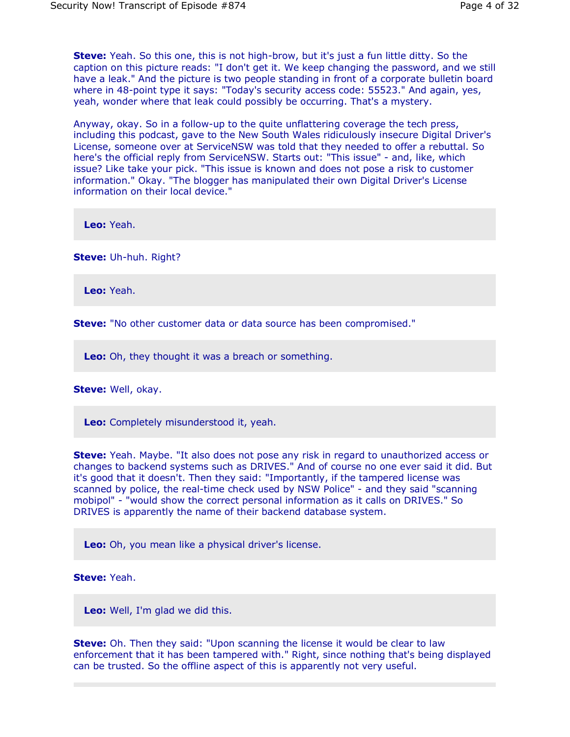**Steve:** Yeah. So this one, this is not high-brow, but it's just a fun little ditty. So the caption on this picture reads: "I don't get it. We keep changing the password, and we still have a leak." And the picture is two people standing in front of a corporate bulletin board where in 48-point type it says: "Today's security access code: 55523." And again, yes, yeah, wonder where that leak could possibly be occurring. That's a mystery.

Anyway, okay. So in a follow-up to the quite unflattering coverage the tech press, including this podcast, gave to the New South Wales ridiculously insecure Digital Driver's License, someone over at ServiceNSW was told that they needed to offer a rebuttal. So here's the official reply from ServiceNSW. Starts out: "This issue" - and, like, which issue? Like take your pick. "This issue is known and does not pose a risk to customer information." Okay. "The blogger has manipulated their own Digital Driver's License information on their local device."

**Leo:** Yeah.

**Steve:** Uh-huh. Right?

**Leo:** Yeah.

**Steve:** "No other customer data or data source has been compromised."

**Leo:** Oh, they thought it was a breach or something.

**Steve:** Well, okay.

**Leo:** Completely misunderstood it, yeah.

**Steve:** Yeah. Maybe. "It also does not pose any risk in regard to unauthorized access or changes to backend systems such as DRIVES." And of course no one ever said it did. But it's good that it doesn't. Then they said: "Importantly, if the tampered license was scanned by police, the real-time check used by NSW Police" - and they said "scanning mobipol" - "would show the correct personal information as it calls on DRIVES." So DRIVES is apparently the name of their backend database system.

**Leo:** Oh, you mean like a physical driver's license.

**Steve:** Yeah.

**Leo:** Well, I'm glad we did this.

**Steve:** Oh. Then they said: "Upon scanning the license it would be clear to law enforcement that it has been tampered with." Right, since nothing that's being displayed can be trusted. So the offline aspect of this is apparently not very useful.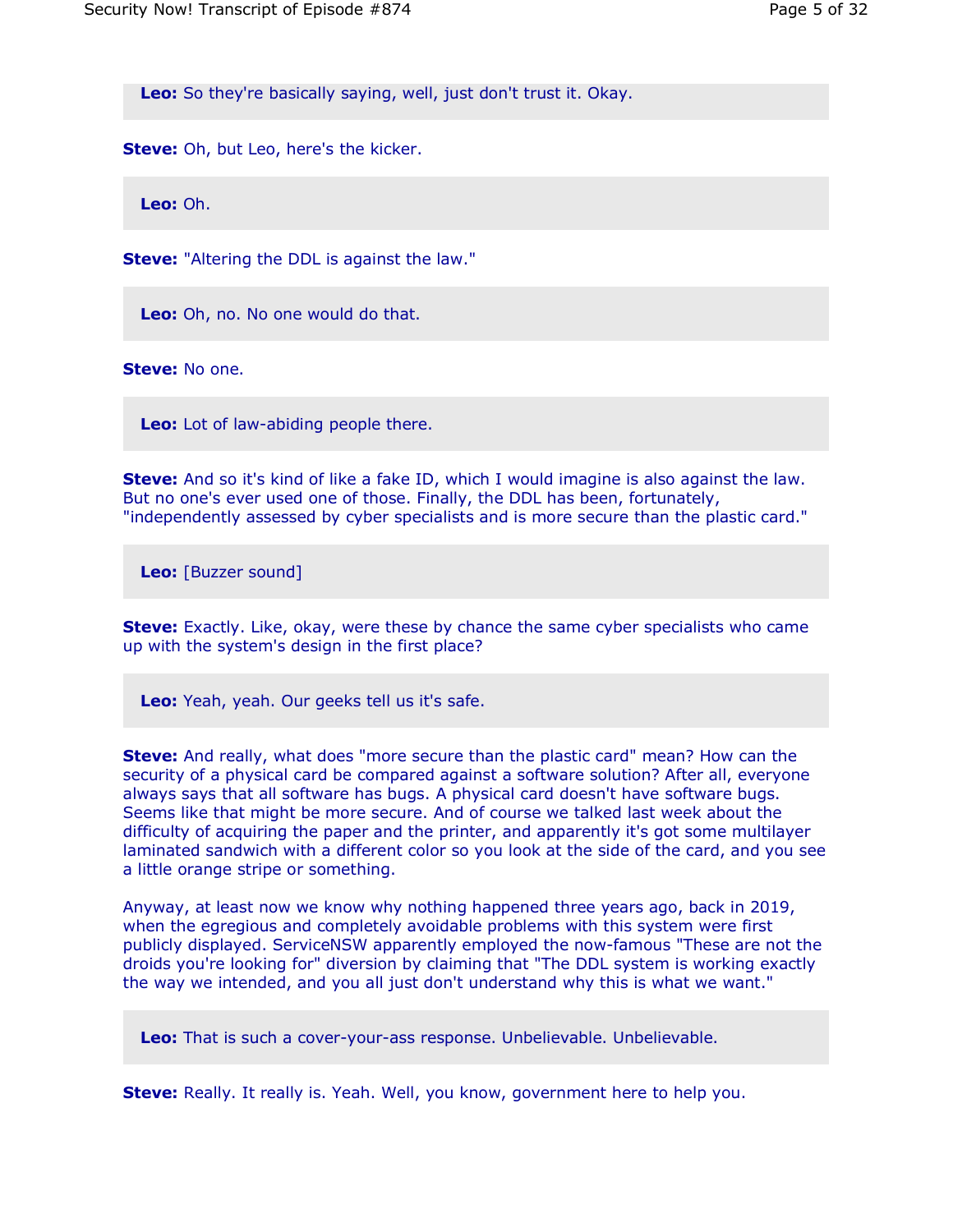**Leo:** So they're basically saying, well, just don't trust it. Okay.

**Steve:** Oh, but Leo, here's the kicker.

**Leo:** Oh.

**Steve:** "Altering the DDL is against the law."

**Leo:** Oh, no. No one would do that.

**Steve:** No one.

**Leo:** Lot of law-abiding people there.

**Steve:** And so it's kind of like a fake ID, which I would imagine is also against the law. But no one's ever used one of those. Finally, the DDL has been, fortunately, "independently assessed by cyber specialists and is more secure than the plastic card."

**Leo:** [Buzzer sound]

**Steve:** Exactly. Like, okay, were these by chance the same cyber specialists who came up with the system's design in the first place?

**Leo:** Yeah, yeah. Our geeks tell us it's safe.

**Steve:** And really, what does "more secure than the plastic card" mean? How can the security of a physical card be compared against a software solution? After all, everyone always says that all software has bugs. A physical card doesn't have software bugs. Seems like that might be more secure. And of course we talked last week about the difficulty of acquiring the paper and the printer, and apparently it's got some multilayer laminated sandwich with a different color so you look at the side of the card, and you see a little orange stripe or something.

Anyway, at least now we know why nothing happened three years ago, back in 2019, when the egregious and completely avoidable problems with this system were first publicly displayed. ServiceNSW apparently employed the now-famous "These are not the droids you're looking for" diversion by claiming that "The DDL system is working exactly the way we intended, and you all just don't understand why this is what we want."

**Leo:** That is such a cover-your-ass response. Unbelievable. Unbelievable.

**Steve:** Really. It really is. Yeah. Well, you know, government here to help you.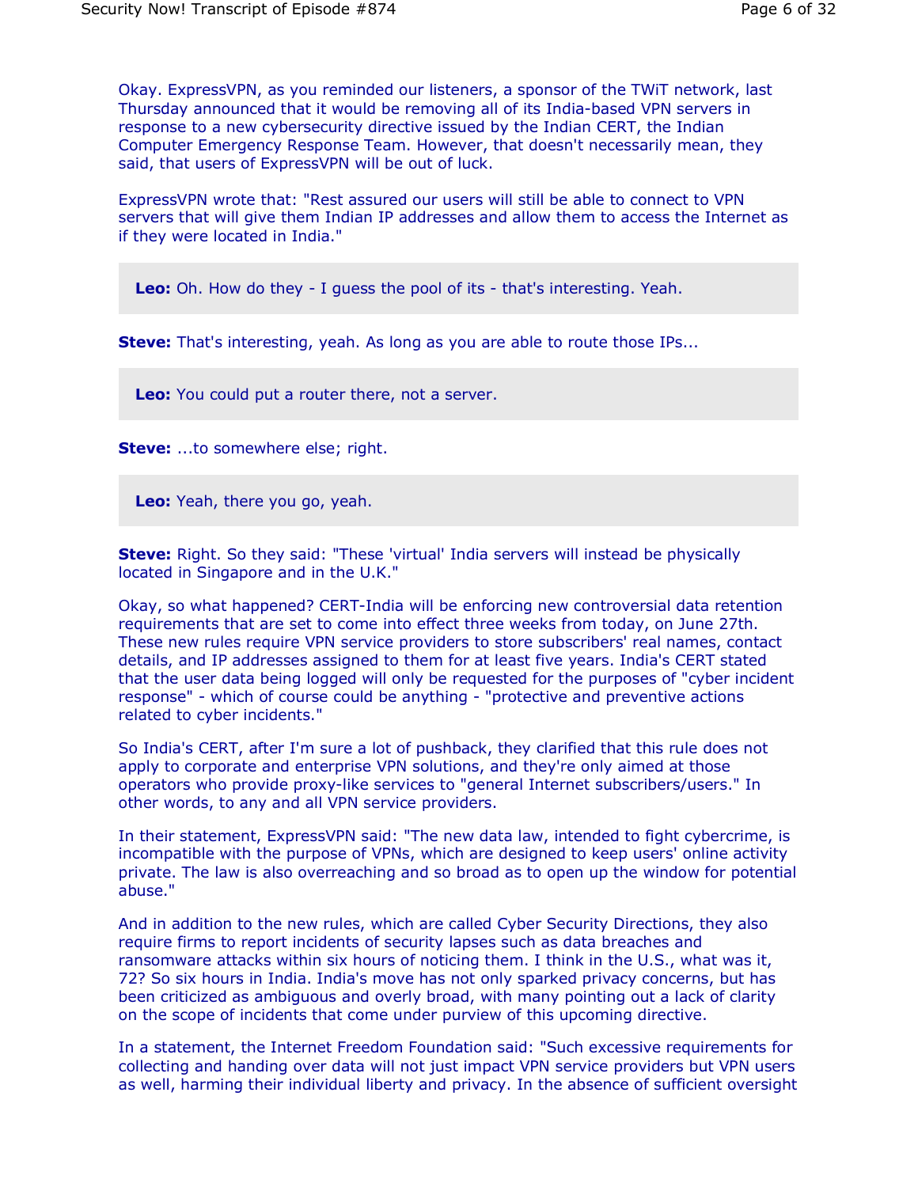Okay. ExpressVPN, as you reminded our listeners, a sponsor of the TWiT network, last Thursday announced that it would be removing all of its India-based VPN servers in response to a new cybersecurity directive issued by the Indian CERT, the Indian Computer Emergency Response Team. However, that doesn't necessarily mean, they said, that users of ExpressVPN will be out of luck.

ExpressVPN wrote that: "Rest assured our users will still be able to connect to VPN servers that will give them Indian IP addresses and allow them to access the Internet as if they were located in India."

**Leo:** Oh. How do they - I guess the pool of its - that's interesting. Yeah.

**Steve:** That's interesting, yeah. As long as you are able to route those IPs...

**Leo:** You could put a router there, not a server.

**Steve:** ...to somewhere else; right.

**Leo:** Yeah, there you go, yeah.

**Steve:** Right. So they said: "These 'virtual' India servers will instead be physically located in Singapore and in the U.K."

Okay, so what happened? CERT-India will be enforcing new controversial data retention requirements that are set to come into effect three weeks from today, on June 27th. These new rules require VPN service providers to store subscribers' real names, contact details, and IP addresses assigned to them for at least five years. India's CERT stated that the user data being logged will only be requested for the purposes of "cyber incident response" - which of course could be anything - "protective and preventive actions related to cyber incidents."

So India's CERT, after I'm sure a lot of pushback, they clarified that this rule does not apply to corporate and enterprise VPN solutions, and they're only aimed at those operators who provide proxy-like services to "general Internet subscribers/users." In other words, to any and all VPN service providers.

In their statement, ExpressVPN said: "The new data law, intended to fight cybercrime, is incompatible with the purpose of VPNs, which are designed to keep users' online activity private. The law is also overreaching and so broad as to open up the window for potential abuse."

And in addition to the new rules, which are called Cyber Security Directions, they also require firms to report incidents of security lapses such as data breaches and ransomware attacks within six hours of noticing them. I think in the U.S., what was it, 72? So six hours in India. India's move has not only sparked privacy concerns, but has been criticized as ambiguous and overly broad, with many pointing out a lack of clarity on the scope of incidents that come under purview of this upcoming directive.

In a statement, the Internet Freedom Foundation said: "Such excessive requirements for collecting and handing over data will not just impact VPN service providers but VPN users as well, harming their individual liberty and privacy. In the absence of sufficient oversight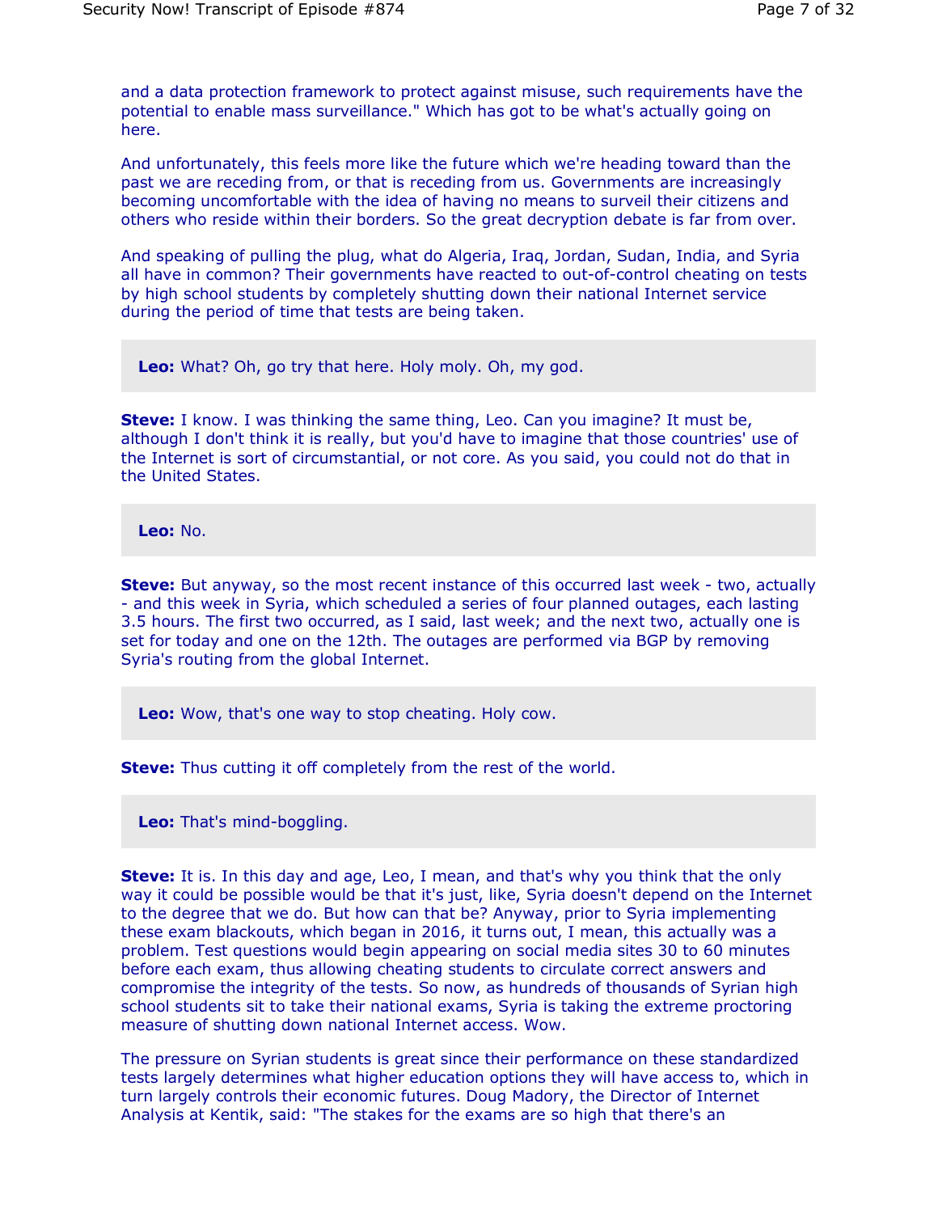and a data protection framework to protect against misuse, such requirements have the potential to enable mass surveillance." Which has got to be what's actually going on here.

And unfortunately, this feels more like the future which we're heading toward than the past we are receding from, or that is receding from us. Governments are increasingly becoming uncomfortable with the idea of having no means to surveil their citizens and others who reside within their borders. So the great decryption debate is far from over.

And speaking of pulling the plug, what do Algeria, Iraq, Jordan, Sudan, India, and Syria all have in common? Their governments have reacted to out-of-control cheating on tests by high school students by completely shutting down their national Internet service during the period of time that tests are being taken.

**Leo:** What? Oh, go try that here. Holy moly. Oh, my god.

**Steve:** I know. I was thinking the same thing, Leo. Can you imagine? It must be, although I don't think it is really, but you'd have to imagine that those countries' use of the Internet is sort of circumstantial, or not core. As you said, you could not do that in the United States.

**Leo:** No.

**Steve:** But anyway, so the most recent instance of this occurred last week - two, actually - and this week in Syria, which scheduled a series of four planned outages, each lasting 3.5 hours. The first two occurred, as I said, last week; and the next two, actually one is set for today and one on the 12th. The outages are performed via BGP by removing Syria's routing from the global Internet.

**Leo:** Wow, that's one way to stop cheating. Holy cow.

**Steve:** Thus cutting it off completely from the rest of the world.

**Leo:** That's mind-boggling.

**Steve:** It is. In this day and age, Leo, I mean, and that's why you think that the only way it could be possible would be that it's just, like, Syria doesn't depend on the Internet to the degree that we do. But how can that be? Anyway, prior to Syria implementing these exam blackouts, which began in 2016, it turns out, I mean, this actually was a problem. Test questions would begin appearing on social media sites 30 to 60 minutes before each exam, thus allowing cheating students to circulate correct answers and compromise the integrity of the tests. So now, as hundreds of thousands of Syrian high school students sit to take their national exams, Syria is taking the extreme proctoring measure of shutting down national Internet access. Wow.

The pressure on Syrian students is great since their performance on these standardized tests largely determines what higher education options they will have access to, which in turn largely controls their economic futures. Doug Madory, the Director of Internet Analysis at Kentik, said: "The stakes for the exams are so high that there's an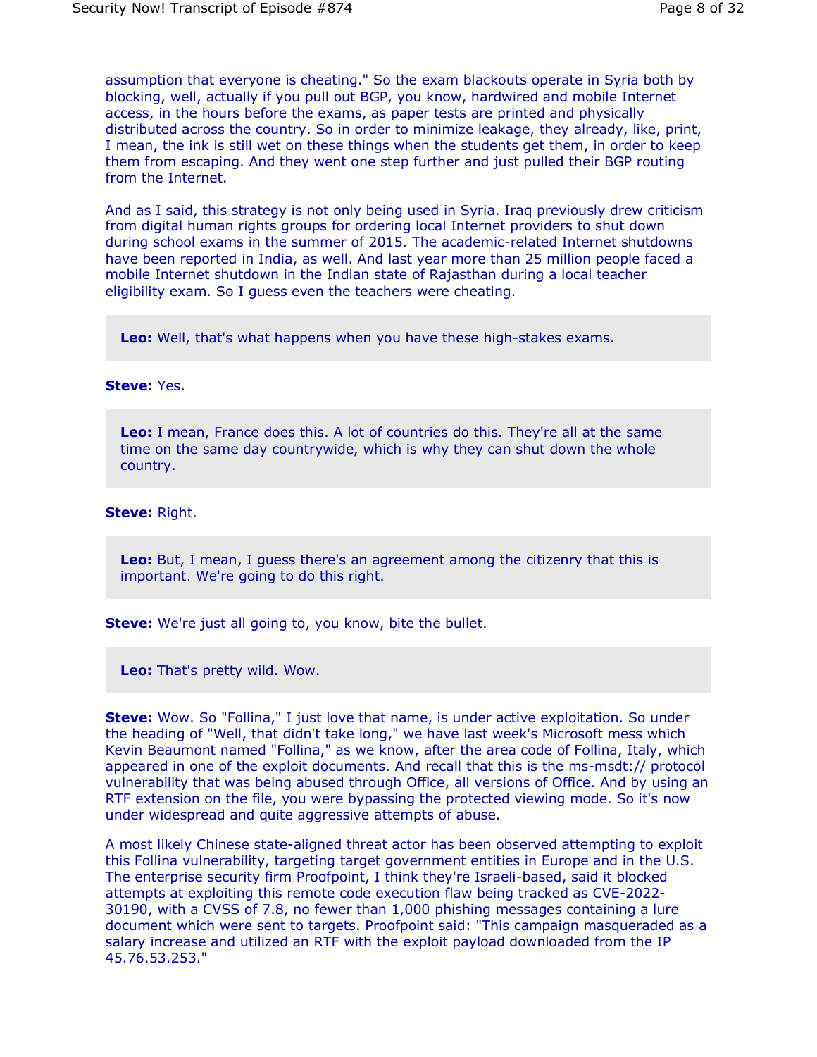assumption that everyone is cheating." So the exam blackouts operate in Syria both by blocking, well, actually if you pull out BGP, you know, hardwired and mobile Internet access, in the hours before the exams, as paper tests are printed and physically distributed across the country. So in order to minimize leakage, they already, like, print, I mean, the ink is still wet on these things when the students get them, in order to keep them from escaping. And they went one step further and just pulled their BGP routing from the Internet.

And as I said, this strategy is not only being used in Syria. Iraq previously drew criticism from digital human rights groups for ordering local Internet providers to shut down during school exams in the summer of 2015. The academic-related Internet shutdowns have been reported in India, as well. And last year more than 25 million people faced a mobile Internet shutdown in the Indian state of Rajasthan during a local teacher eligibility exam. So I guess even the teachers were cheating.

**Leo:** Well, that's what happens when you have these high-stakes exams.

**Steve:** Yes.

**Leo:** I mean, France does this. A lot of countries do this. They're all at the same time on the same day countrywide, which is why they can shut down the whole country.

**Steve:** Right.

**Leo:** But, I mean, I guess there's an agreement among the citizenry that this is important. We're going to do this right.

**Steve:** We're just all going to, you know, bite the bullet.

**Leo:** That's pretty wild. Wow.

**Steve:** Wow. So "Follina," I just love that name, is under active exploitation. So under the heading of "Well, that didn't take long," we have last week's Microsoft mess which Kevin Beaumont named "Follina," as we know, after the area code of Follina, Italy, which appeared in one of the exploit documents. And recall that this is the ms-msdt:// protocol vulnerability that was being abused through Office, all versions of Office. And by using an RTF extension on the file, you were bypassing the protected viewing mode. So it's now under widespread and quite aggressive attempts of abuse.

A most likely Chinese state-aligned threat actor has been observed attempting to exploit this Follina vulnerability, targeting target government entities in Europe and in the U.S. The enterprise security firm Proofpoint, I think they're Israeli-based, said it blocked attempts at exploiting this remote code execution flaw being tracked as CVE-2022-30190, with a CVSS of 7.8, no fewer than 1,000 phishing messages containing a lure document which were sent to targets. Proofpoint said: "This campaign masqueraded as a salary increase and utilized an RTF with the exploit payload downloaded from the IP 45.76.53.253."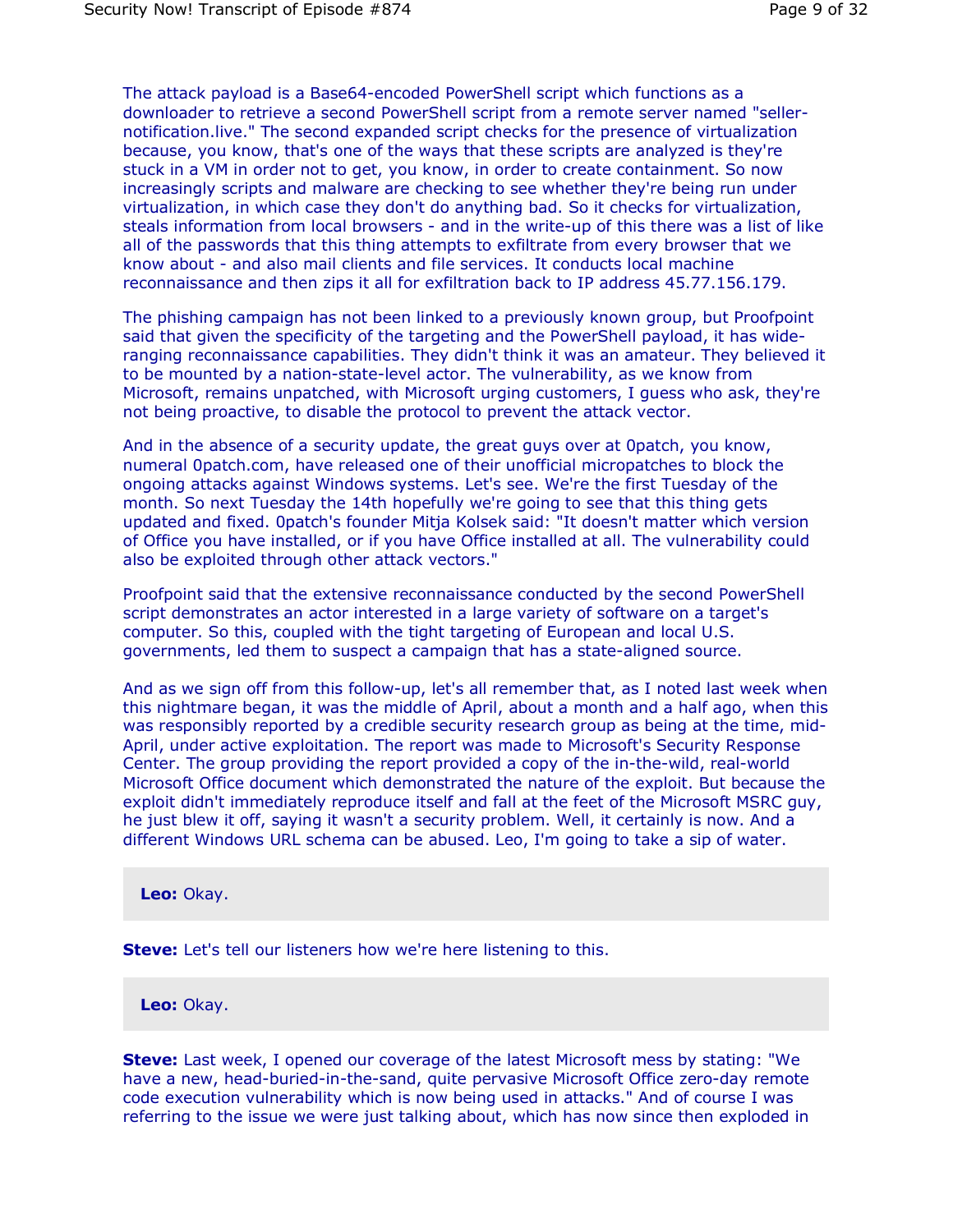The attack payload is a Base64-encoded PowerShell script which functions as a downloader to retrieve a second PowerShell script from a remote server named "seller-notification.live." The second expanded script checks for the presence of virtualization because, you know, that's one of the ways that these scripts are analyzed is they're stuck in a VM in order not to get, you know, in order to create containment. So now increasingly scripts and malware are checking to see whether they're being run under virtualization, in which case they don't do anything bad. So it checks for virtualization, steals information from local browsers - and in the write-up of this there was a list of like all of the passwords that this thing attempts to exfiltrate from every browser that we know about - and also mail clients and file services. It conducts local machine reconnaissance and then zips it all for exfiltration back to IP address 45.77.156.179.

The phishing campaign has not been linked to a previously known group, but Proofpoint said that given the specificity of the targeting and the PowerShell payload, it has wide-ranging reconnaissance capabilities. They didn't think it was an amateur. They believed it to be mounted by a nation-state-level actor. The vulnerability, as we know from Microsoft, remains unpatched, with Microsoft urging customers, I guess who ask, they're not being proactive, to disable the protocol to prevent the attack vector.

And in the absence of a security update, the great guys over at 0patch, you know, numeral 0patch.com, have released one of their unofficial micropatches to block the ongoing attacks against Windows systems. Let's see. We're the first Tuesday of the month. So next Tuesday the 14th hopefully we're going to see that this thing gets updated and fixed. 0patch's founder Mitja Kolsek said: "It doesn't matter which version of Office you have installed, or if you have Office installed at all. The vulnerability could also be exploited through other attack vectors."

Proofpoint said that the extensive reconnaissance conducted by the second PowerShell script demonstrates an actor interested in a large variety of software on a target's computer. So this, coupled with the tight targeting of European and local U.S. governments, led them to suspect a campaign that has a state-aligned source.

And as we sign off from this follow-up, let's all remember that, as I noted last week when this nightmare began, it was the middle of April, about a month and a half ago, when this was responsibly reported by a credible security research group as being at the time, mid-April, under active exploitation. The report was made to Microsoft's Security Response Center. The group providing the report provided a copy of the in-the-wild, real-world Microsoft Office document which demonstrated the nature of the exploit. But because the exploit didn't immediately reproduce itself and fall at the feet of the Microsoft MSRC guy, he just blew it off, saying it wasn't a security problem. Well, it certainly is now. And a different Windows URL schema can be abused. Leo, I'm going to take a sip of water.

**Leo:** Okay.

**Steve:** Let's tell our listeners how we're here listening to this.

**Leo:** Okay.

**Steve:** Last week, I opened our coverage of the latest Microsoft mess by stating: "We have a new, head-buried-in-the-sand, quite pervasive Microsoft Office zero-day remote code execution vulnerability which is now being used in attacks." And of course I was referring to the issue we were just talking about, which has now since then exploded in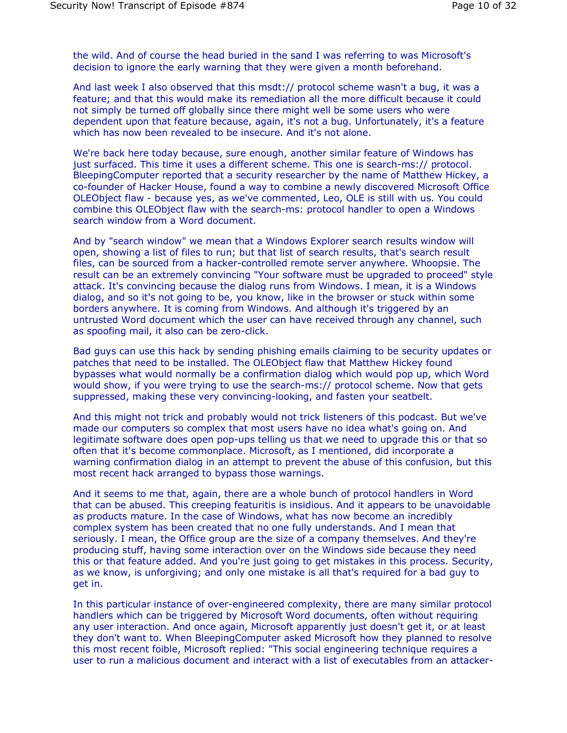the wild. And of course the head buried in the sand I was referring to was Microsoft's decision to ignore the early warning that they were given a month beforehand.

And last week I also observed that this msdt:// protocol scheme wasn't a bug, it was a feature; and that this would make its remediation all the more difficult because it could not simply be turned off globally since there might well be some users who were dependent upon that feature because, again, it's not a bug. Unfortunately, it's a feature which has now been revealed to be insecure. And it's not alone.

We're back here today because, sure enough, another similar feature of Windows has just surfaced. This time it uses a different scheme. This one is search-ms:// protocol. BleepingComputer reported that a security researcher by the name of Matthew Hickey, a co-founder of Hacker House, found a way to combine a newly discovered Microsoft Office OLEObject flaw - because yes, as we've commented, Leo, OLE is still with us. You could combine this OLEObject flaw with the search-ms: protocol handler to open a Windows search window from a Word document.

And by "search window" we mean that a Windows Explorer search results window will open, showing a list of files to run; but that list of search results, that's search result files, can be sourced from a hacker-controlled remote server anywhere. Whoopsie. The result can be an extremely convincing "Your software must be upgraded to proceed" style attack. It's convincing because the dialog runs from Windows. I mean, it is a Windows dialog, and so it's not going to be, you know, like in the browser or stuck within some borders anywhere. It is coming from Windows. And although it's triggered by an untrusted Word document which the user can have received through any channel, such as spoofing mail, it also can be zero-click.

Bad guys can use this hack by sending phishing emails claiming to be security updates or patches that need to be installed. The OLEObject flaw that Matthew Hickey found bypasses what would normally be a confirmation dialog which would pop up, which Word would show, if you were trying to use the search-ms:// protocol scheme. Now that gets suppressed, making these very convincing-looking, and fasten your seatbelt.

And this might not trick and probably would not trick listeners of this podcast. But we've made our computers so complex that most users have no idea what's going on. And legitimate software does open pop-ups telling us that we need to upgrade this or that so often that it's become commonplace. Microsoft, as I mentioned, did incorporate a warning confirmation dialog in an attempt to prevent the abuse of this confusion, but this most recent hack arranged to bypass those warnings.

And it seems to me that, again, there are a whole bunch of protocol handlers in Word that can be abused. This creeping featuritis is insidious. And it appears to be unavoidable as products mature. In the case of Windows, what has now become an incredibly complex system has been created that no one fully understands. And I mean that seriously. I mean, the Office group are the size of a company themselves. And they're producing stuff, having some interaction over on the Windows side because they need this or that feature added. And you're just going to get mistakes in this process. Security, as we know, is unforgiving; and only one mistake is all that's required for a bad guy to get in.

In this particular instance of over-engineered complexity, there are many similar protocol handlers which can be triggered by Microsoft Word documents, often without requiring any user interaction. And once again, Microsoft apparently just doesn't get it, or at least they don't want to. When BleepingComputer asked Microsoft how they planned to resolve this most recent foible, Microsoft replied: "This social engineering technique requires a user to run a malicious document and interact with a list of executables from an attacker-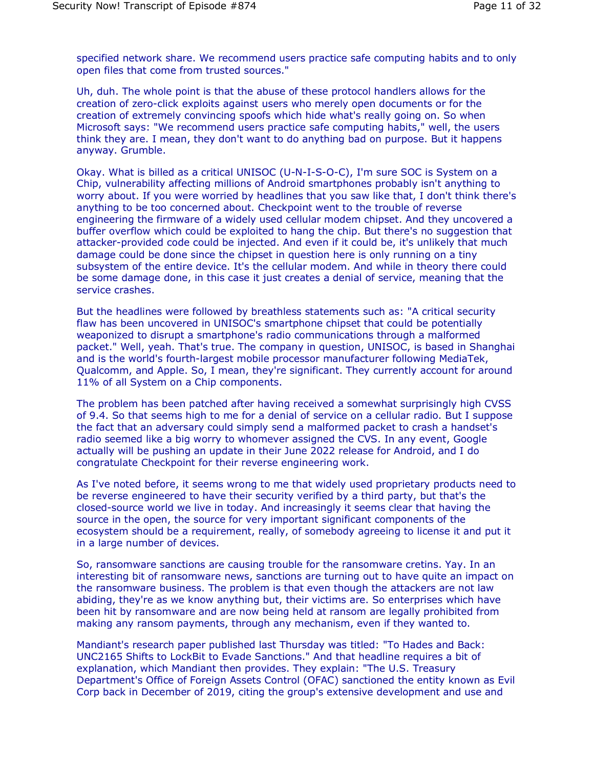specified network share. We recommend users practice safe computing habits and to only open files that come from trusted sources."

Uh, duh. The whole point is that the abuse of these protocol handlers allows for the creation of zero-click exploits against users who merely open documents or for the creation of extremely convincing spoofs which hide what's really going on. So when Microsoft says: "We recommend users practice safe computing habits," well, the users think they are. I mean, they don't want to do anything bad on purpose. But it happens anyway. Grumble.

Okay. What is billed as a critical UNISOC (U-N-I-S-O-C), I'm sure SOC is System on a Chip, vulnerability affecting millions of Android smartphones probably isn't anything to worry about. If you were worried by headlines that you saw like that, I don't think there's anything to be too concerned about. Checkpoint went to the trouble of reverse engineering the firmware of a widely used cellular modem chipset. And they uncovered a buffer overflow which could be exploited to hang the chip. But there's no suggestion that attacker-provided code could be injected. And even if it could be, it's unlikely that much damage could be done since the chipset in question here is only running on a tiny subsystem of the entire device. It's the cellular modem. And while in theory there could be some damage done, in this case it just creates a denial of service, meaning that the service crashes.

But the headlines were followed by breathless statements such as: "A critical security flaw has been uncovered in UNISOC's smartphone chipset that could be potentially weaponized to disrupt a smartphone's radio communications through a malformed packet." Well, yeah. That's true. The company in question, UNISOC, is based in Shanghai and is the world's fourth-largest mobile processor manufacturer following MediaTek, Qualcomm, and Apple. So, I mean, they're significant. They currently account for around 11% of all System on a Chip components.

The problem has been patched after having received a somewhat surprisingly high CVSS of 9.4. So that seems high to me for a denial of service on a cellular radio. But I suppose the fact that an adversary could simply send a malformed packet to crash a handset's radio seemed like a big worry to whomever assigned the CVS. In any event, Google actually will be pushing an update in their June 2022 release for Android, and I do congratulate Checkpoint for their reverse engineering work.

As I've noted before, it seems wrong to me that widely used proprietary products need to be reverse engineered to have their security verified by a third party, but that's the closed-source world we live in today. And increasingly it seems clear that having the source in the open, the source for very important significant components of the ecosystem should be a requirement, really, of somebody agreeing to license it and put it in a large number of devices.

So, ransomware sanctions are causing trouble for the ransomware cretins. Yay. In an interesting bit of ransomware news, sanctions are turning out to have quite an impact on the ransomware business. The problem is that even though the attackers are not law abiding, they're as we know anything but, their victims are. So enterprises which have been hit by ransomware and are now being held at ransom are legally prohibited from making any ransom payments, through any mechanism, even if they wanted to.

Mandiant's research paper published last Thursday was titled: "To Hades and Back: UNC2165 Shifts to LockBit to Evade Sanctions." And that headline requires a bit of explanation, which Mandiant then provides. They explain: "The U.S. Treasury Department's Office of Foreign Assets Control (OFAC) sanctioned the entity known as Evil Corp back in December of 2019, citing the group's extensive development and use and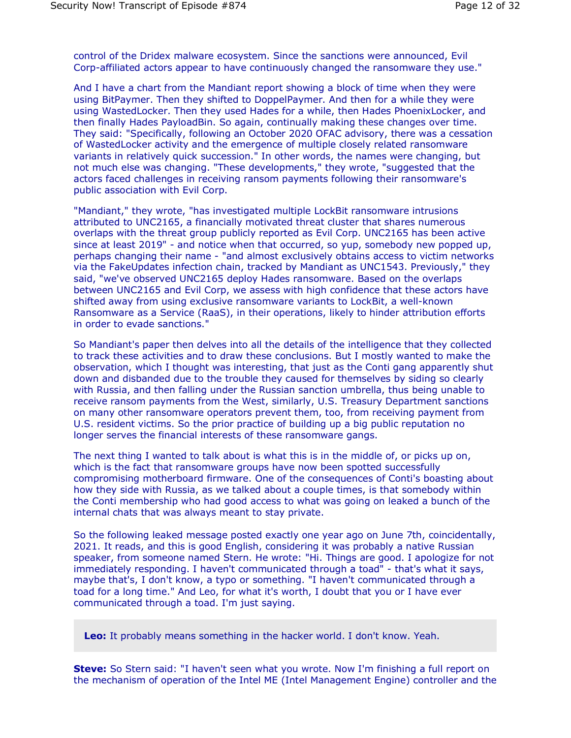control of the Dridex malware ecosystem. Since the sanctions were announced, Evil Corp-affiliated actors appear to have continuously changed the ransomware they use."

And I have a chart from the Mandiant report showing a block of time when they were using BitPaymer. Then they shifted to DoppelPaymer. And then for a while they were using WastedLocker. Then they used Hades for a while, then Hades PhoenixLocker, and then finally Hades PayloadBin. So again, continually making these changes over time. They said: "Specifically, following an October 2020 OFAC advisory, there was a cessation of WastedLocker activity and the emergence of multiple closely related ransomware variants in relatively quick succession." In other words, the names were changing, but not much else was changing. "These developments," they wrote, "suggested that the actors faced challenges in receiving ransom payments following their ransomware's public association with Evil Corp.

"Mandiant," they wrote, "has investigated multiple LockBit ransomware intrusions attributed to UNC2165, a financially motivated threat cluster that shares numerous overlaps with the threat group publicly reported as Evil Corp. UNC2165 has been active since at least 2019" - and notice when that occurred, so yup, somebody new popped up, perhaps changing their name - "and almost exclusively obtains access to victim networks via the FakeUpdates infection chain, tracked by Mandiant as UNC1543. Previously," they said, "we've observed UNC2165 deploy Hades ransomware. Based on the overlaps between UNC2165 and Evil Corp, we assess with high confidence that these actors have shifted away from using exclusive ransomware variants to LockBit, a well-known Ransomware as a Service (RaaS), in their operations, likely to hinder attribution efforts in order to evade sanctions."

So Mandiant's paper then delves into all the details of the intelligence that they collected to track these activities and to draw these conclusions. But I mostly wanted to make the observation, which I thought was interesting, that just as the Conti gang apparently shut down and disbanded due to the trouble they caused for themselves by siding so clearly with Russia, and then falling under the Russian sanction umbrella, thus being unable to receive ransom payments from the West, similarly, U.S. Treasury Department sanctions on many other ransomware operators prevent them, too, from receiving payment from U.S. resident victims. So the prior practice of building up a big public reputation no longer serves the financial interests of these ransomware gangs.

The next thing I wanted to talk about is what this is in the middle of, or picks up on, which is the fact that ransomware groups have now been spotted successfully compromising motherboard firmware. One of the consequences of Conti's boasting about how they side with Russia, as we talked about a couple times, is that somebody within the Conti membership who had good access to what was going on leaked a bunch of the internal chats that was always meant to stay private.

So the following leaked message posted exactly one year ago on June 7th, coincidentally, 2021. It reads, and this is good English, considering it was probably a native Russian speaker, from someone named Stern. He wrote: "Hi. Things are good. I apologize for not immediately responding. I haven't communicated through a toad" - that's what it says, maybe that's, I don't know, a typo or something. "I haven't communicated through a toad for a long time." And Leo, for what it's worth, I doubt that you or I have ever communicated through a toad. I'm just saying.

**Leo:** It probably means something in the hacker world. I don't know. Yeah.

**Steve:** So Stern said: "I haven't seen what you wrote. Now I'm finishing a full report on the mechanism of operation of the Intel ME (Intel Management Engine) controller and the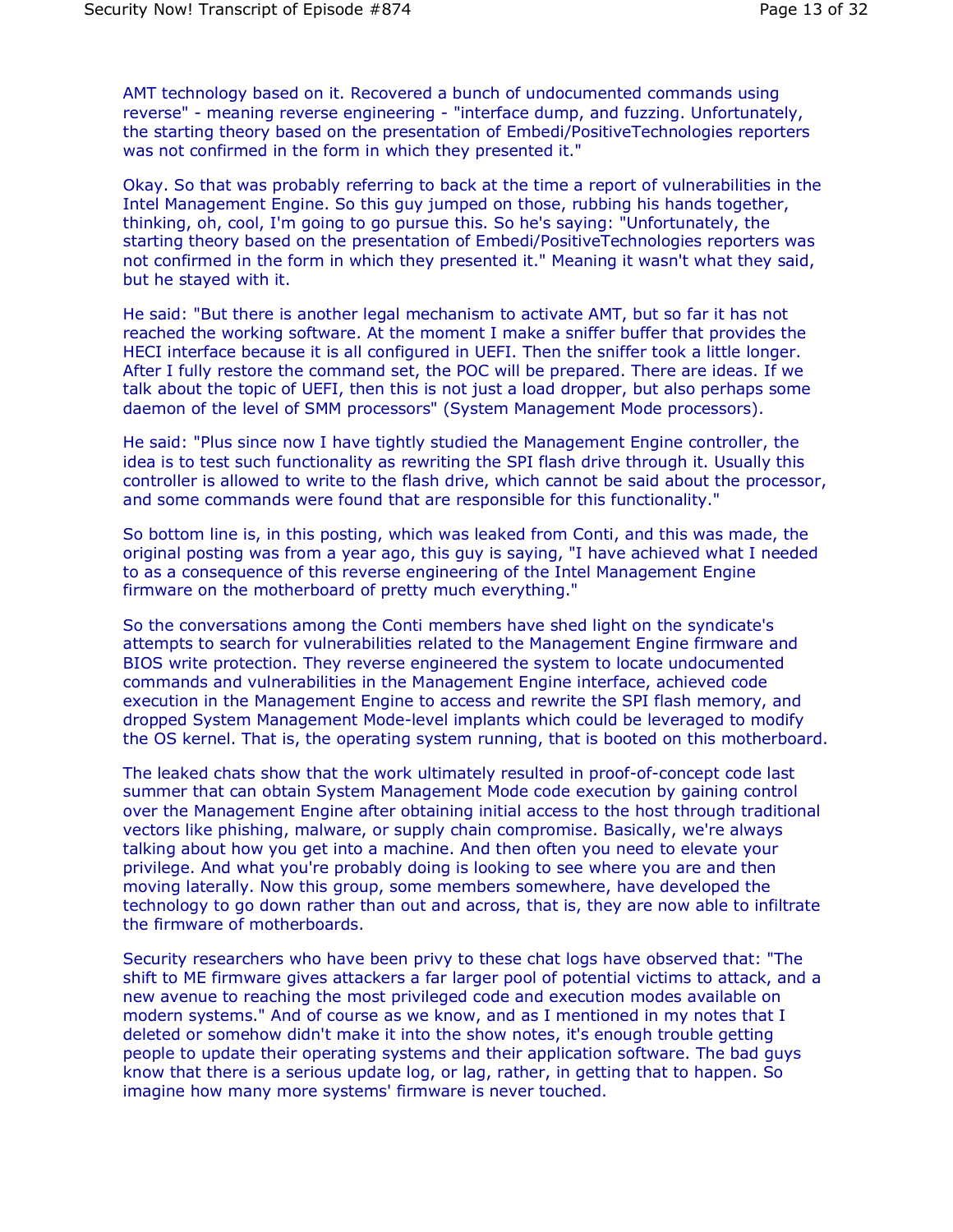AMT technology based on it. Recovered a bunch of undocumented commands using reverse" - meaning reverse engineering - "interface dump, and fuzzing. Unfortunately, the starting theory based on the presentation of Embedi/PositiveTechnologies reporters was not confirmed in the form in which they presented it."

Okay. So that was probably referring to back at the time a report of vulnerabilities in the Intel Management Engine. So this guy jumped on those, rubbing his hands together, thinking, oh, cool, I'm going to go pursue this. So he's saying: "Unfortunately, the starting theory based on the presentation of Embedi/PositiveTechnologies reporters was not confirmed in the form in which they presented it." Meaning it wasn't what they said, but he stayed with it.

He said: "But there is another legal mechanism to activate AMT, but so far it has not reached the working software. At the moment I make a sniffer buffer that provides the HECI interface because it is all configured in UEFI. Then the sniffer took a little longer. After I fully restore the command set, the POC will be prepared. There are ideas. If we talk about the topic of UEFI, then this is not just a load dropper, but also perhaps some daemon of the level of SMM processors" (System Management Mode processors).

He said: "Plus since now I have tightly studied the Management Engine controller, the idea is to test such functionality as rewriting the SPI flash drive through it. Usually this controller is allowed to write to the flash drive, which cannot be said about the processor, and some commands were found that are responsible for this functionality."

So bottom line is, in this posting, which was leaked from Conti, and this was made, the original posting was from a year ago, this guy is saying, "I have achieved what I needed to as a consequence of this reverse engineering of the Intel Management Engine firmware on the motherboard of pretty much everything."

So the conversations among the Conti members have shed light on the syndicate's attempts to search for vulnerabilities related to the Management Engine firmware and BIOS write protection. They reverse engineered the system to locate undocumented commands and vulnerabilities in the Management Engine interface, achieved code execution in the Management Engine to access and rewrite the SPI flash memory, and dropped System Management Mode-level implants which could be leveraged to modify the OS kernel. That is, the operating system running, that is booted on this motherboard.

The leaked chats show that the work ultimately resulted in proof-of-concept code last summer that can obtain System Management Mode code execution by gaining control over the Management Engine after obtaining initial access to the host through traditional vectors like phishing, malware, or supply chain compromise. Basically, we're always talking about how you get into a machine. And then often you need to elevate your privilege. And what you're probably doing is looking to see where you are and then moving laterally. Now this group, some members somewhere, have developed the technology to go down rather than out and across, that is, they are now able to infiltrate the firmware of motherboards.

Security researchers who have been privy to these chat logs have observed that: "The shift to ME firmware gives attackers a far larger pool of potential victims to attack, and a new avenue to reaching the most privileged code and execution modes available on modern systems." And of course as we know, and as I mentioned in my notes that I deleted or somehow didn't make it into the show notes, it's enough trouble getting people to update their operating systems and their application software. The bad guys know that there is a serious update log, or lag, rather, in getting that to happen. So imagine how many more systems' firmware is never touched.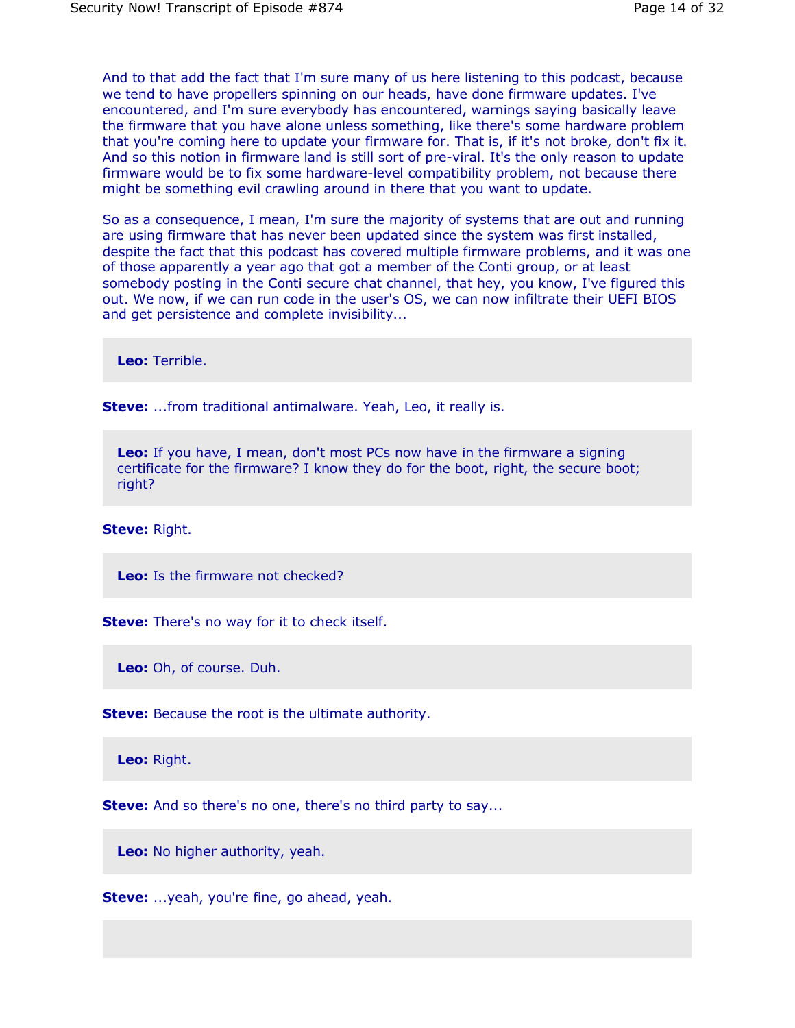And to that add the fact that I'm sure many of us here listening to this podcast, because we tend to have propellers spinning on our heads, have done firmware updates. I've encountered, and I'm sure everybody has encountered, warnings saying basically leave the firmware that you have alone unless something, like there's some hardware problem that you're coming here to update your firmware for. That is, if it's not broke, don't fix it. And so this notion in firmware land is still sort of pre-viral. It's the only reason to update firmware would be to fix some hardware-level compatibility problem, not because there might be something evil crawling around in there that you want to update.

So as a consequence, I mean, I'm sure the majority of systems that are out and running are using firmware that has never been updated since the system was first installed, despite the fact that this podcast has covered multiple firmware problems, and it was one of those apparently a year ago that got a member of the Conti group, or at least somebody posting in the Conti secure chat channel, that hey, you know, I've figured this out. We now, if we can run code in the user's OS, we can now infiltrate their UEFI BIOS and get persistence and complete invisibility...

**Leo:** Terrible.

**Steve:** ...from traditional antimalware. Yeah, Leo, it really is.

**Leo:** If you have, I mean, don't most PCs now have in the firmware a signing certificate for the firmware? I know they do for the boot, right, the secure boot; right?

**Steve:** Right.

**Leo:** Is the firmware not checked?

**Steve:** There's no way for it to check itself.

**Leo:** Oh, of course. Duh.

**Steve:** Because the root is the ultimate authority.

**Leo:** Right.

**Steve:** And so there's no one, there's no third party to say...

**Leo:** No higher authority, yeah.

**Steve:** ...yeah, you're fine, go ahead, yeah.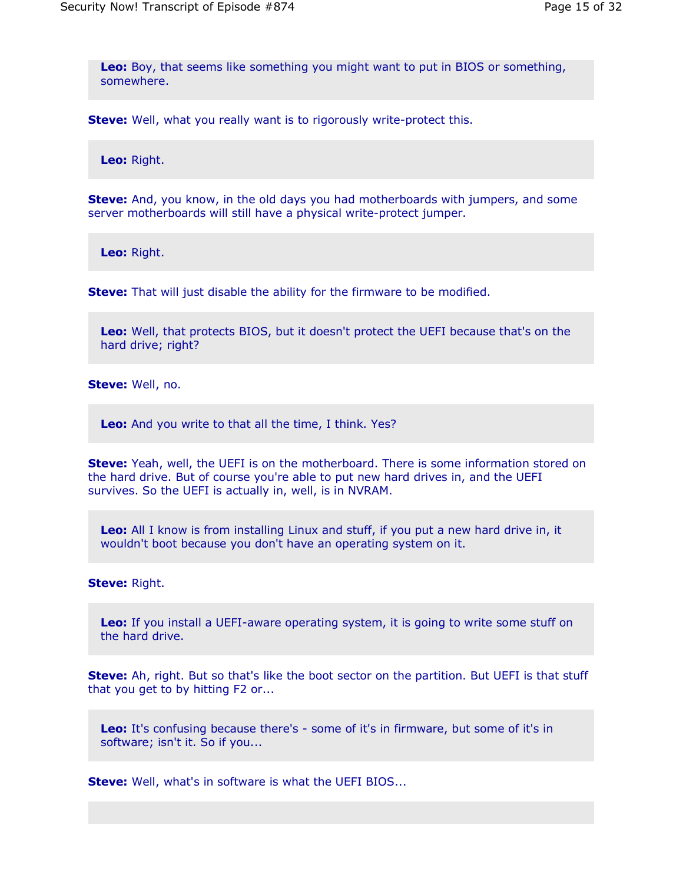**Leo:** Boy, that seems like something you might want to put in BIOS or something, somewhere.

**Steve:** Well, what you really want is to rigorously write-protect this.

**Leo:** Right.

**Steve:** And, you know, in the old days you had motherboards with jumpers, and some server motherboards will still have a physical write-protect jumper.

**Leo:** Right.

**Steve:** That will just disable the ability for the firmware to be modified.

**Leo:** Well, that protects BIOS, but it doesn't protect the UEFI because that's on the hard drive; right?

**Steve:** Well, no.

**Leo:** And you write to that all the time, I think. Yes?

**Steve:** Yeah, well, the UEFI is on the motherboard. There is some information stored on the hard drive. But of course you're able to put new hard drives in, and the UEFI survives. So the UEFI is actually in, well, is in NVRAM.

**Leo:** All I know is from installing Linux and stuff, if you put a new hard drive in, it wouldn't boot because you don't have an operating system on it.

**Steve:** Right.

**Leo:** If you install a UEFI-aware operating system, it is going to write some stuff on the hard drive.

**Steve:** Ah, right. But so that's like the boot sector on the partition. But UEFI is that stuff that you get to by hitting F2 or...

**Leo:** It's confusing because there's - some of it's in firmware, but some of it's in software; isn't it. So if you...

**Steve:** Well, what's in software is what the UEFI BIOS...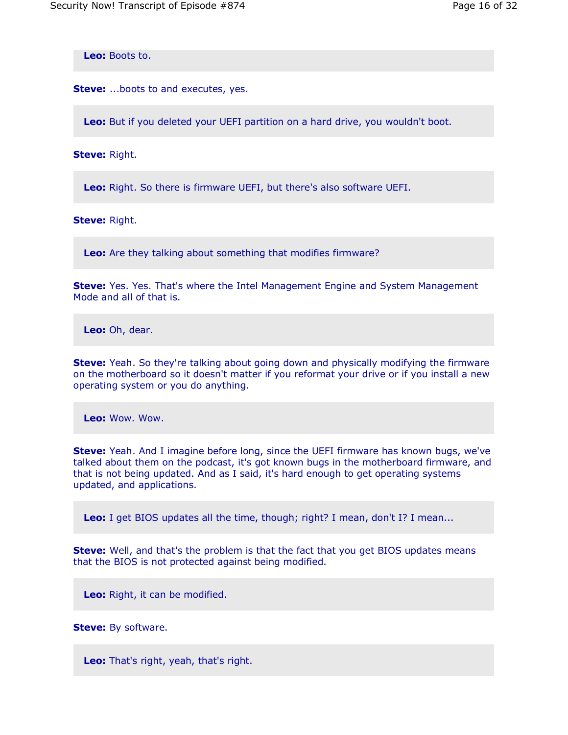**Leo:** Boots to.

**Steve:** ...boots to and executes, yes.

**Leo:** But if you deleted your UEFI partition on a hard drive, you wouldn't boot.

**Steve:** Right.

**Leo:** Right. So there is firmware UEFI, but there's also software UEFI.

**Steve:** Right.

**Leo:** Are they talking about something that modifies firmware?

**Steve:** Yes. Yes. That's where the Intel Management Engine and System Management Mode and all of that is.

**Leo:** Oh, dear.

**Steve:** Yeah. So they're talking about going down and physically modifying the firmware on the motherboard so it doesn't matter if you reformat your drive or if you install a new operating system or you do anything.

**Leo:** Wow. Wow.

**Steve:** Yeah. And I imagine before long, since the UEFI firmware has known bugs, we've talked about them on the podcast, it's got known bugs in the motherboard firmware, and that is not being updated. And as I said, it's hard enough to get operating systems updated, and applications.

**Leo:** I get BIOS updates all the time, though; right? I mean, don't I? I mean...

**Steve:** Well, and that's the problem is that the fact that you get BIOS updates means that the BIOS is not protected against being modified.

**Leo:** Right, it can be modified.

**Steve:** By software.

**Leo:** That's right, yeah, that's right.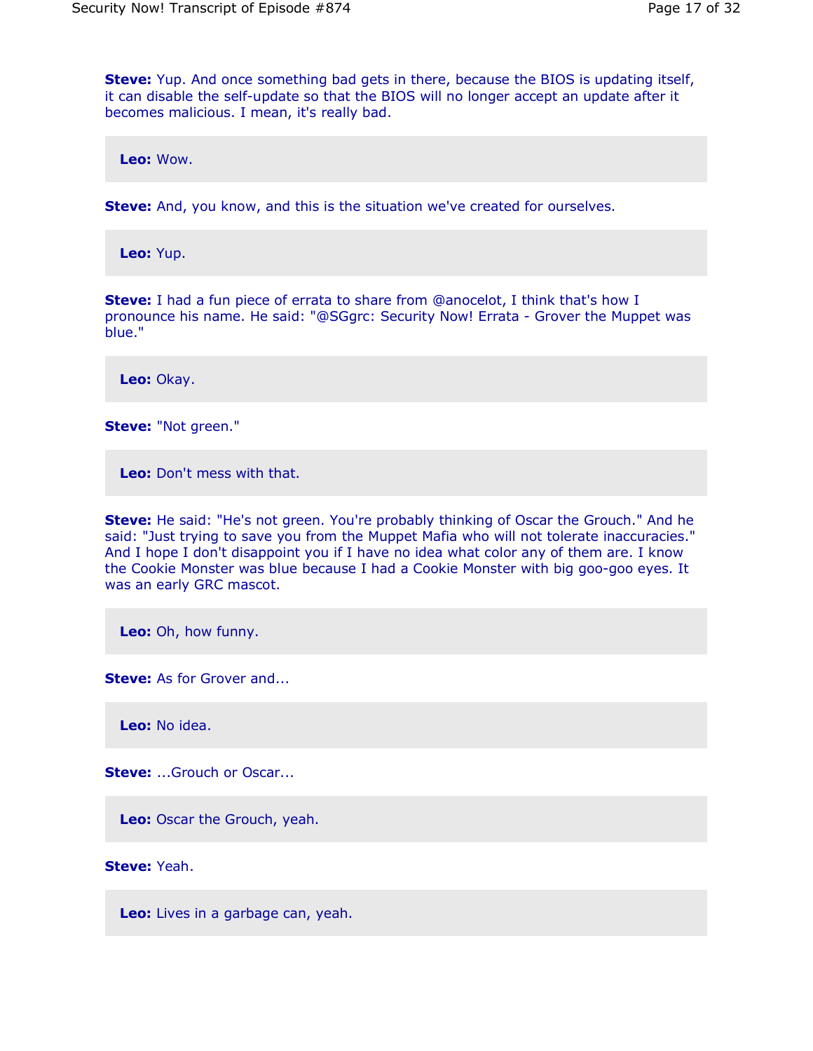**Steve:** Yup. And once something bad gets in there, because the BIOS is updating itself, it can disable the self-update so that the BIOS will no longer accept an update after it becomes malicious. I mean, it's really bad.

**Leo:** Wow.

**Steve:** And, you know, and this is the situation we've created for ourselves.

**Leo:** Yup.

**Steve:** I had a fun piece of errata to share from @anocelot, I think that's how I pronounce his name. He said: "@SGgrc: Security Now! Errata - Grover the Muppet was blue."

**Leo:** Okay.

**Steve:** "Not green."

**Leo:** Don't mess with that.

**Steve:** He said: "He's not green. You're probably thinking of Oscar the Grouch." And he said: "Just trying to save you from the Muppet Mafia who will not tolerate inaccuracies." And I hope I don't disappoint you if I have no idea what color any of them are. I know the Cookie Monster was blue because I had a Cookie Monster with big goo-goo eyes. It was an early GRC mascot.

**Leo:** Oh, how funny.

**Steve:** As for Grover and...

**Leo:** No idea.

**Steve:** ...Grouch or Oscar...

**Leo:** Oscar the Grouch, yeah.

**Steve:** Yeah.

**Leo:** Lives in a garbage can, yeah.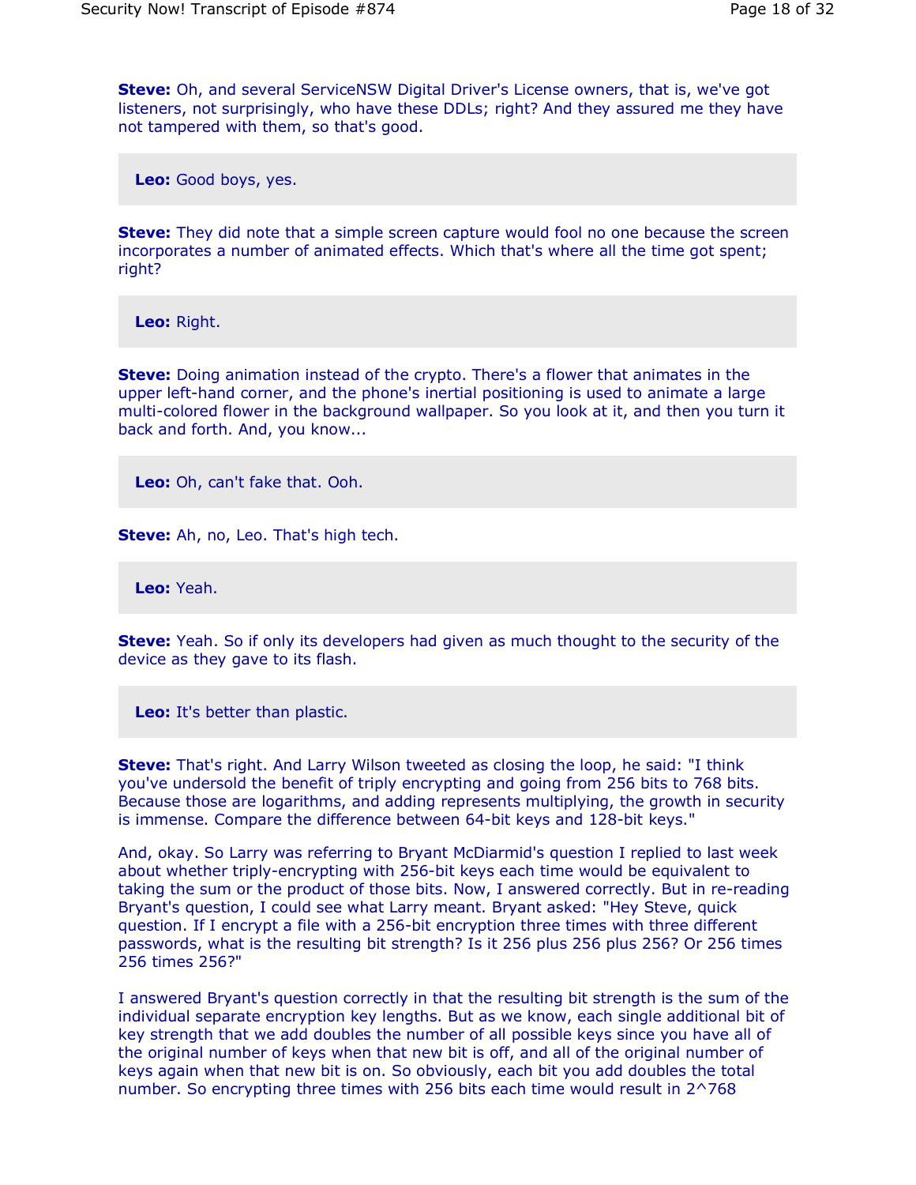**Steve:** Oh, and several ServiceNSW Digital Driver's License owners, that is, we've got listeners, not surprisingly, who have these DDLs; right? And they assured me they have not tampered with them, so that's good.

**Leo:** Good boys, yes.

**Steve:** They did note that a simple screen capture would fool no one because the screen incorporates a number of animated effects. Which that's where all the time got spent; right?

**Leo:** Right.

**Steve:** Doing animation instead of the crypto. There's a flower that animates in the upper left-hand corner, and the phone's inertial positioning is used to animate a large multi-colored flower in the background wallpaper. So you look at it, and then you turn it back and forth. And, you know...

**Leo:** Oh, can't fake that. Ooh.

**Steve:** Ah, no, Leo. That's high tech.

**Leo:** Yeah.

**Steve:** Yeah. So if only its developers had given as much thought to the security of the device as they gave to its flash.

**Leo:** It's better than plastic.

**Steve:** That's right. And Larry Wilson tweeted as closing the loop, he said: "I think you've undersold the benefit of triply encrypting and going from 256 bits to 768 bits. Because those are logarithms, and adding represents multiplying, the growth in security is immense. Compare the difference between 64-bit keys and 128-bit keys."

And, okay. So Larry was referring to Bryant McDiarmid's question I replied to last week about whether triply-encrypting with 256-bit keys each time would be equivalent to taking the sum or the product of those bits. Now, I answered correctly. But in re-reading Bryant's question, I could see what Larry meant. Bryant asked: "Hey Steve, quick question. If I encrypt a file with a 256-bit encryption three times with three different passwords, what is the resulting bit strength? Is it 256 plus 256 plus 256? Or 256 times 256 times 256?"

I answered Bryant's question correctly in that the resulting bit strength is the sum of the individual separate encryption key lengths. But as we know, each single additional bit of key strength that we add doubles the number of all possible keys since you have all of the original number of keys when that new bit is off, and all of the original number of keys again when that new bit is on. So obviously, each bit you add doubles the total number. So encrypting three times with 256 bits each time would result in $2^{768}$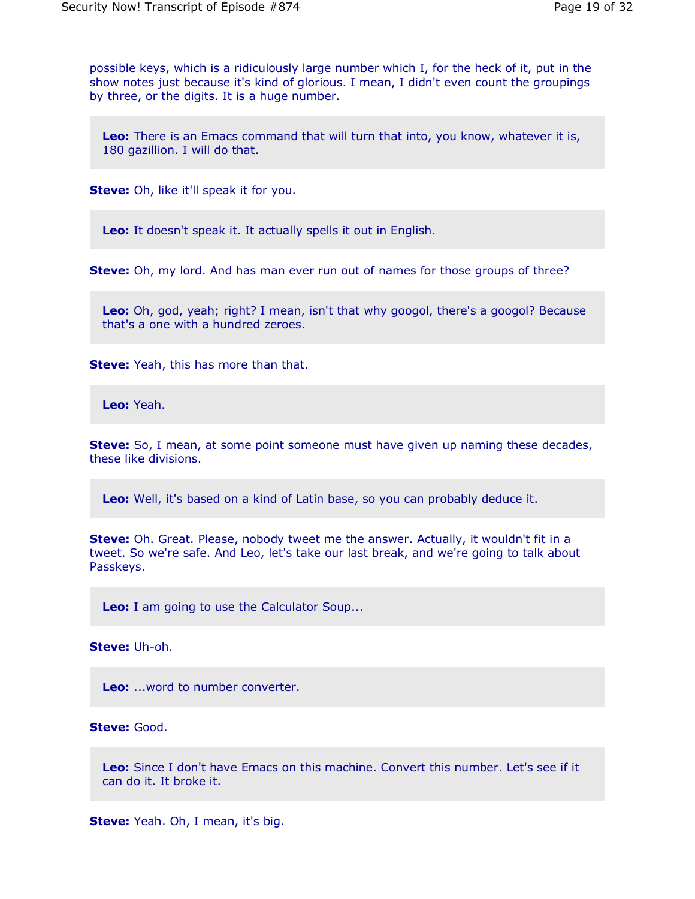possible keys, which is a ridiculously large number which I, for the heck of it, put in the show notes just because it's kind of glorious. I mean, I didn't even count the groupings by three, or the digits. It is a huge number.

**Leo:** There is an Emacs command that will turn that into, you know, whatever it is, 180 gazillion. I will do that.

**Steve:** Oh, like it'll speak it for you.

**Leo:** It doesn't speak it. It actually spells it out in English.

**Steve:** Oh, my lord. And has man ever run out of names for those groups of three?

**Leo:** Oh, god, yeah; right? I mean, isn't that why googol, there's a googol? Because that's a one with a hundred zeroes.

**Steve:** Yeah, this has more than that.

**Leo:** Yeah.

**Steve:** So, I mean, at some point someone must have given up naming these decades, these like divisions.

**Leo:** Well, it's based on a kind of Latin base, so you can probably deduce it.

**Steve:** Oh. Great. Please, nobody tweet me the answer. Actually, it wouldn't fit in a tweet. So we're safe. And Leo, let's take our last break, and we're going to talk about Passkeys.

**Leo:** I am going to use the Calculator Soup...

**Steve:** Uh-oh.

**Leo:** ...word to number converter.

**Steve:** Good.

**Leo:** Since I don't have Emacs on this machine. Convert this number. Let's see if it can do it. It broke it.

**Steve:** Yeah. Oh, I mean, it's big.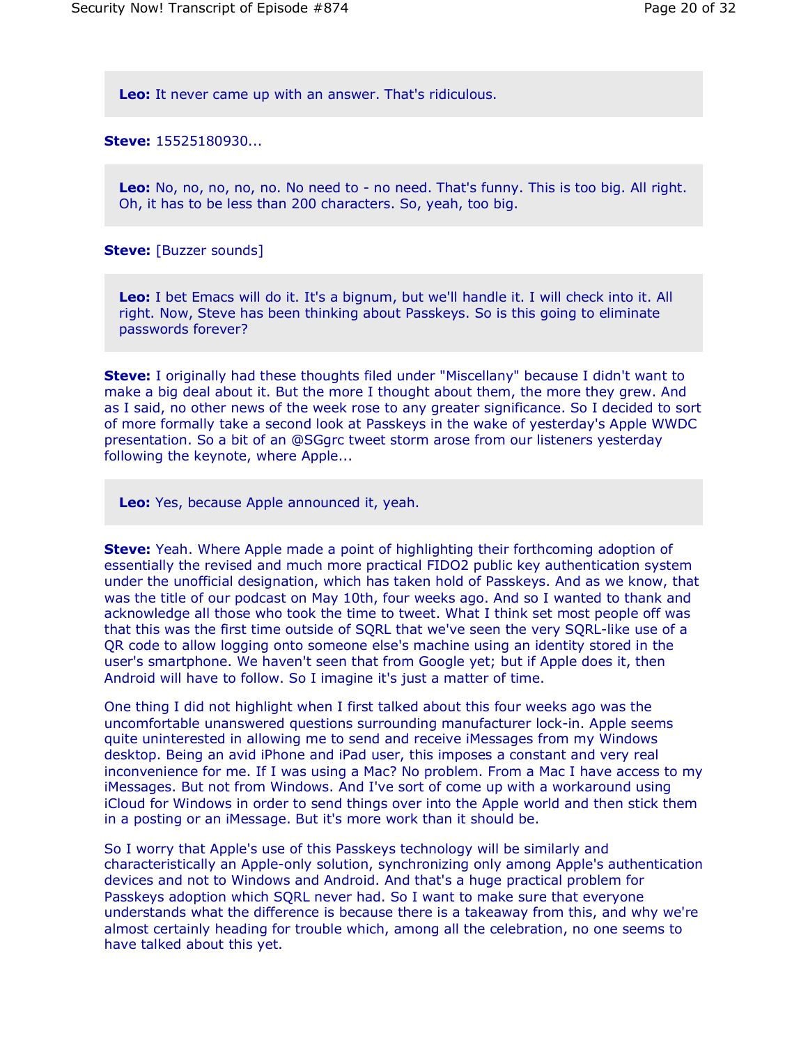**Leo:** It never came up with an answer. That's ridiculous.

**Steve:** 15525180930...

**Leo:** No, no, no, no, no. No need to - no need. That's funny. This is too big. All right. Oh, it has to be less than 200 characters. So, yeah, too big.

**Steve:** [Buzzer sounds]

**Leo:** I bet Emacs will do it. It's a bignum, but we'll handle it. I will check into it. All right. Now, Steve has been thinking about Passkeys. So is this going to eliminate passwords forever?

**Steve:** I originally had these thoughts filed under "Miscellany" because I didn't want to make a big deal about it. But the more I thought about them, the more they grew. And as I said, no other news of the week rose to any greater significance. So I decided to sort of more formally take a second look at Passkeys in the wake of yesterday's Apple WWDC presentation. So a bit of an @SGgrc tweet storm arose from our listeners yesterday following the keynote, where Apple...

**Leo:** Yes, because Apple announced it, yeah.

**Steve:** Yeah. Where Apple made a point of highlighting their forthcoming adoption of essentially the revised and much more practical FIDO2 public key authentication system under the unofficial designation, which has taken hold of Passkeys. And as we know, that was the title of our podcast on May 10th, four weeks ago. And so I wanted to thank and acknowledge all those who took the time to tweet. What I think set most people off was that this was the first time outside of SQRL that we've seen the very SQRL-like use of a QR code to allow logging onto someone else's machine using an identity stored in the user's smartphone. We haven't seen that from Google yet; but if Apple does it, then Android will have to follow. So I imagine it's just a matter of time.

One thing I did not highlight when I first talked about this four weeks ago was the uncomfortable unanswered questions surrounding manufacturer lock-in. Apple seems quite uninterested in allowing me to send and receive iMessages from my Windows desktop. Being an avid iPhone and iPad user, this imposes a constant and very real inconvenience for me. If I was using a Mac? No problem. From a Mac I have access to my iMessages. But not from Windows. And I've sort of come up with a workaround using iCloud for Windows in order to send things over into the Apple world and then stick them in a posting or an iMessage. But it's more work than it should be.

So I worry that Apple's use of this Passkeys technology will be similarly and characteristically an Apple-only solution, synchronizing only among Apple's authentication devices and not to Windows and Android. And that's a huge practical problem for Passkeys adoption which SQRL never had. So I want to make sure that everyone understands what the difference is because there is a takeaway from this, and why we're almost certainly heading for trouble which, among all the celebration, no one seems to have talked about this yet.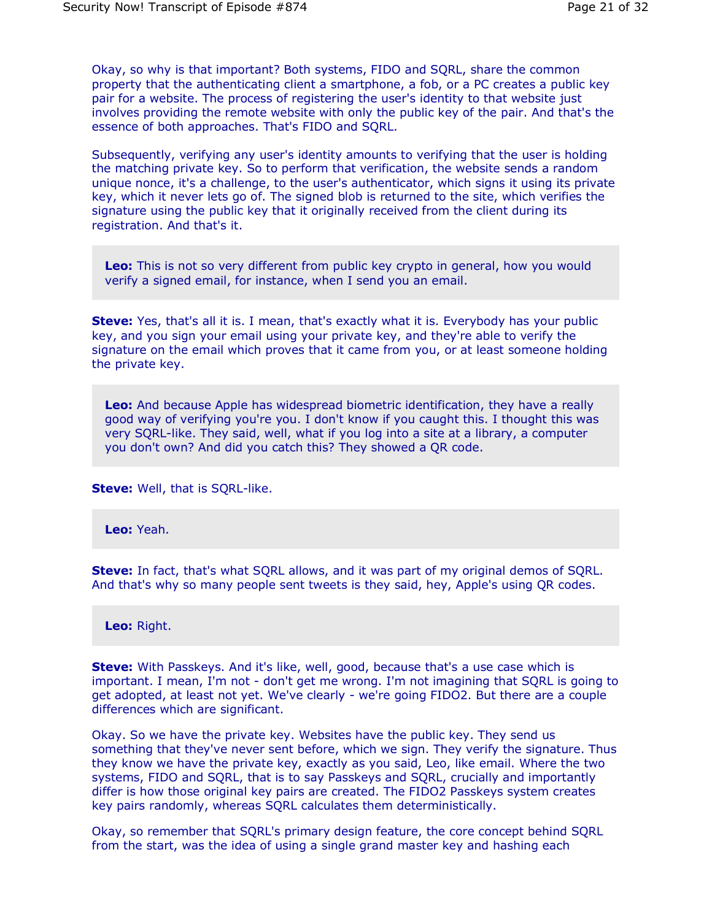Okay, so why is that important? Both systems, FIDO and SQRL, share the common property that the authenticating client a smartphone, a fob, or a PC creates a public key pair for a website. The process of registering the user's identity to that website just involves providing the remote website with only the public key of the pair. And that's the essence of both approaches. That's FIDO and SQRL.

Subsequently, verifying any user's identity amounts to verifying that the user is holding the matching private key. So to perform that verification, the website sends a random unique nonce, it's a challenge, to the user's authenticator, which signs it using its private key, which it never lets go of. The signed blob is returned to the site, which verifies the signature using the public key that it originally received from the client during its registration. And that's it.

**Leo:** This is not so very different from public key crypto in general, how you would verify a signed email, for instance, when I send you an email.

**Steve:** Yes, that's all it is. I mean, that's exactly what it is. Everybody has your public key, and you sign your email using your private key, and they're able to verify the signature on the email which proves that it came from you, or at least someone holding the private key.

**Leo:** And because Apple has widespread biometric identification, they have a really good way of verifying you're you. I don't know if you caught this. I thought this was very SQRL-like. They said, well, what if you log into a site at a library, a computer you don't own? And did you catch this? They showed a QR code.

**Steve:** Well, that is SQRL-like.

**Leo:** Yeah.

**Steve:** In fact, that's what SQRL allows, and it was part of my original demos of SQRL. And that's why so many people sent tweets is they said, hey, Apple's using QR codes.

**Leo:** Right.

**Steve:** With Passkeys. And it's like, well, good, because that's a use case which is important. I mean, I'm not - don't get me wrong. I'm not imagining that SQRL is going to get adopted, at least not yet. We've clearly - we're going FIDO2. But there are a couple differences which are significant.

Okay. So we have the private key. Websites have the public key. They send us something that they've never sent before, which we sign. They verify the signature. Thus they know we have the private key, exactly as you said, Leo, like email. Where the two systems, FIDO and SQRL, that is to say Passkeys and SQRL, crucially and importantly differ is how those original key pairs are created. The FIDO2 Passkeys system creates key pairs randomly, whereas SQRL calculates them deterministically.

Okay, so remember that SQRL's primary design feature, the core concept behind SQRL from the start, was the idea of using a single grand master key and hashing each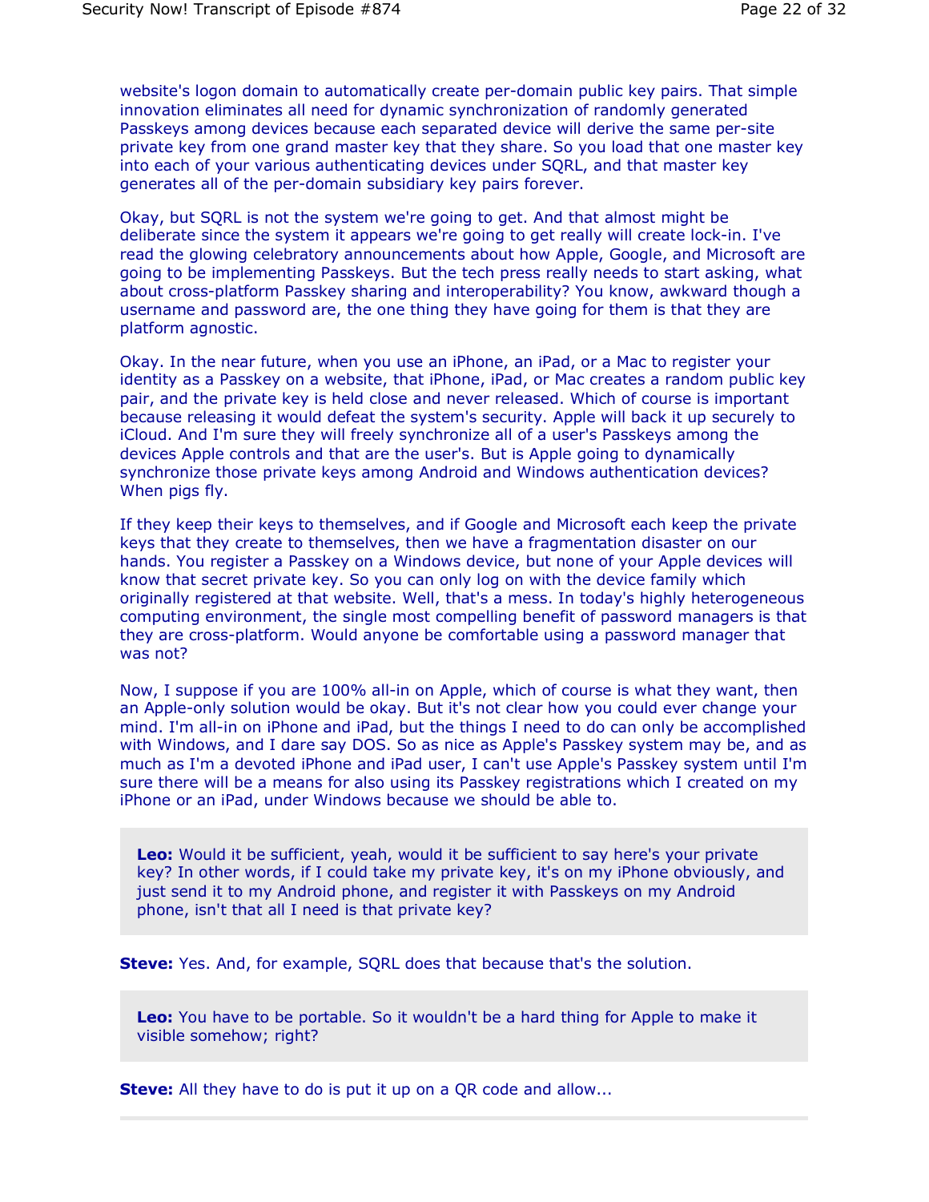website's logon domain to automatically create per-domain public key pairs. That simple innovation eliminates all need for dynamic synchronization of randomly generated Passkeys among devices because each separated device will derive the same per-site private key from one grand master key that they share. So you load that one master key into each of your various authenticating devices under SQRL, and that master key generates all of the per-domain subsidiary key pairs forever.

Okay, but SQRL is not the system we're going to get. And that almost might be deliberate since the system it appears we're going to get really will create lock-in. I've read the glowing celebratory announcements about how Apple, Google, and Microsoft are going to be implementing Passkeys. But the tech press really needs to start asking, what about cross-platform Passkey sharing and interoperability? You know, awkward though a username and password are, the one thing they have going for them is that they are platform agnostic.

Okay. In the near future, when you use an iPhone, an iPad, or a Mac to register your identity as a Passkey on a website, that iPhone, iPad, or Mac creates a random public key pair, and the private key is held close and never released. Which of course is important because releasing it would defeat the system's security. Apple will back it up securely to iCloud. And I'm sure they will freely synchronize all of a user's Passkeys among the devices Apple controls and that are the user's. But is Apple going to dynamically synchronize those private keys among Android and Windows authentication devices? When pigs fly.

If they keep their keys to themselves, and if Google and Microsoft each keep the private keys that they create to themselves, then we have a fragmentation disaster on our hands. You register a Passkey on a Windows device, but none of your Apple devices will know that secret private key. So you can only log on with the device family which originally registered at that website. Well, that's a mess. In today's highly heterogeneous computing environment, the single most compelling benefit of password managers is that they are cross-platform. Would anyone be comfortable using a password manager that was not?

Now, I suppose if you are 100% all-in on Apple, which of course is what they want, then an Apple-only solution would be okay. But it's not clear how you could ever change your mind. I'm all-in on iPhone and iPad, but the things I need to do can only be accomplished with Windows, and I dare say DOS. So as nice as Apple's Passkey system may be, and as much as I'm a devoted iPhone and iPad user, I can't use Apple's Passkey system until I'm sure there will be a means for also using its Passkey registrations which I created on my iPhone or an iPad, under Windows because we should be able to.

**Leo:** Would it be sufficient, yeah, would it be sufficient to say here's your private key? In other words, if I could take my private key, it's on my iPhone obviously, and just send it to my Android phone, and register it with Passkeys on my Android phone, isn't that all I need is that private key?

**Steve:** Yes. And, for example, SQRL does that because that's the solution.

**Leo:** You have to be portable. So it wouldn't be a hard thing for Apple to make it visible somehow; right?

**Steve:** All they have to do is put it up on a QR code and allow...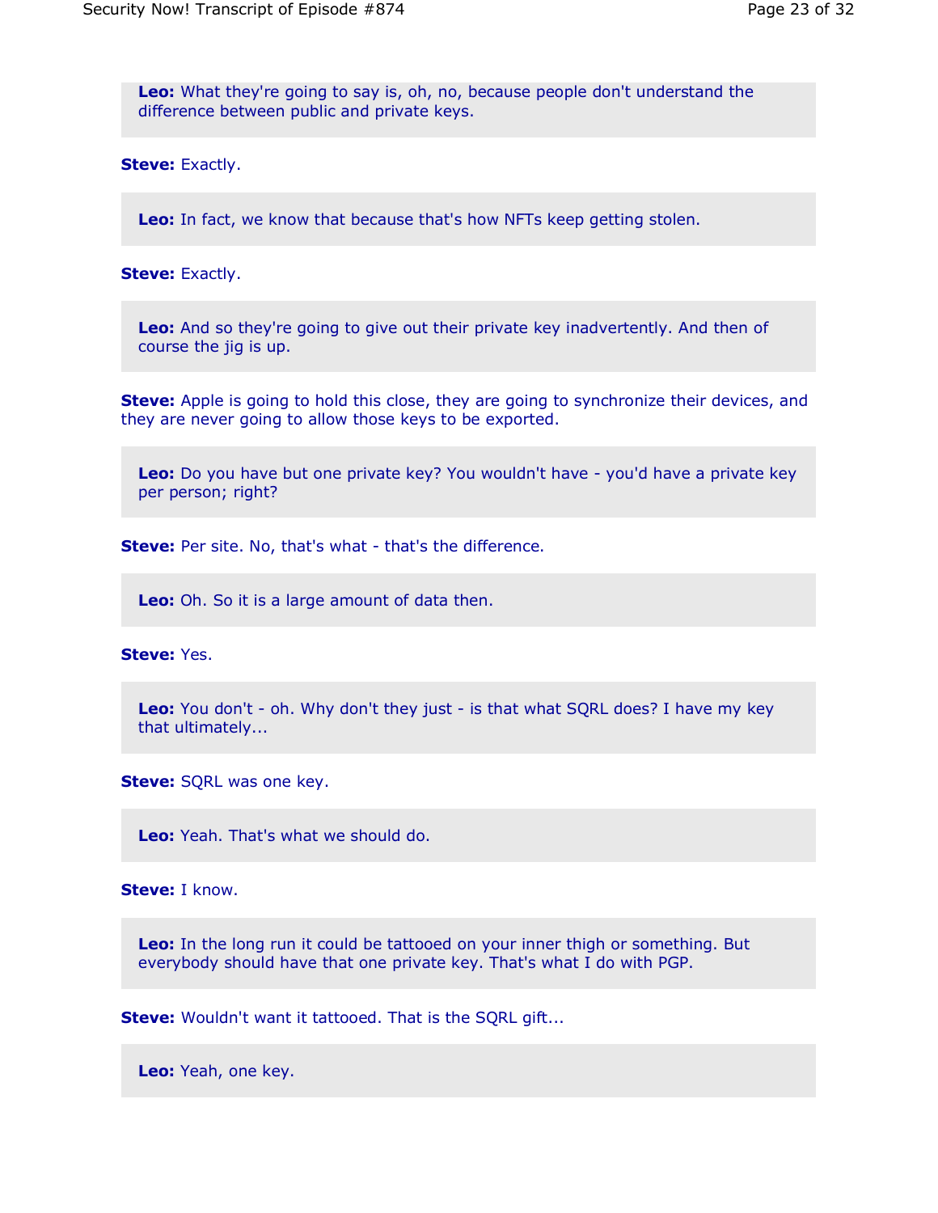**Leo:** What they're going to say is, oh, no, because people don't understand the difference between public and private keys.

**Steve:** Exactly.

**Leo:** In fact, we know that because that's how NFTs keep getting stolen.

**Steve:** Exactly.

**Leo:** And so they're going to give out their private key inadvertently. And then of course the jig is up.

**Steve:** Apple is going to hold this close, they are going to synchronize their devices, and they are never going to allow those keys to be exported.

**Leo:** Do you have but one private key? You wouldn't have - you'd have a private key per person; right?

**Steve:** Per site. No, that's what - that's the difference.

**Leo:** Oh. So it is a large amount of data then.

**Steve:** Yes.

**Leo:** You don't - oh. Why don't they just - is that what SQRL does? I have my key that ultimately...

**Steve:** SQRL was one key.

**Leo:** Yeah. That's what we should do.

**Steve:** I know.

**Leo:** In the long run it could be tattooed on your inner thigh or something. But everybody should have that one private key. That's what I do with PGP.

**Steve:** Wouldn't want it tattooed. That is the SQRL gift...

**Leo:** Yeah, one key.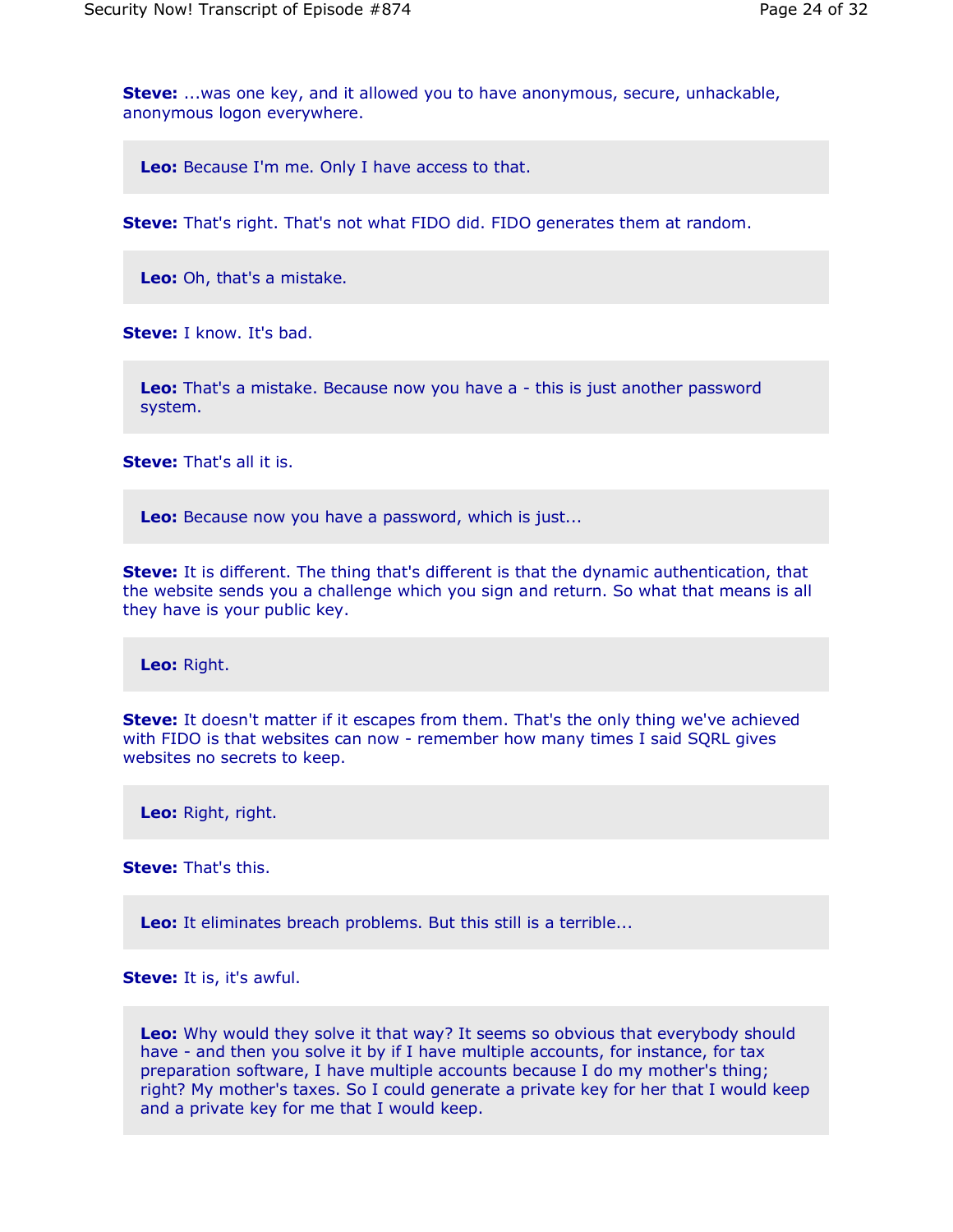**Steve:** ...was one key, and it allowed you to have anonymous, secure, unhackable, anonymous logon everywhere.

**Leo:** Because I'm me. Only I have access to that.

**Steve:** That's right. That's not what FIDO did. FIDO generates them at random.

**Leo:** Oh, that's a mistake.

**Steve:** I know. It's bad.

**Leo:** That's a mistake. Because now you have a - this is just another password system.

**Steve:** That's all it is.

**Leo:** Because now you have a password, which is just...

**Steve:** It is different. The thing that's different is that the dynamic authentication, that the website sends you a challenge which you sign and return. So what that means is all they have is your public key.

**Leo:** Right.

**Steve:** It doesn't matter if it escapes from them. That's the only thing we've achieved with FIDO is that websites can now - remember how many times I said SQRL gives websites no secrets to keep.

**Leo:** Right, right.

**Steve:** That's this.

**Leo:** It eliminates breach problems. But this still is a terrible...

**Steve:** It is, it's awful.

**Leo:** Why would they solve it that way? It seems so obvious that everybody should have - and then you solve it by if I have multiple accounts, for instance, for tax preparation software, I have multiple accounts because I do my mother's thing; right? My mother's taxes. So I could generate a private key for her that I would keep and a private key for me that I would keep.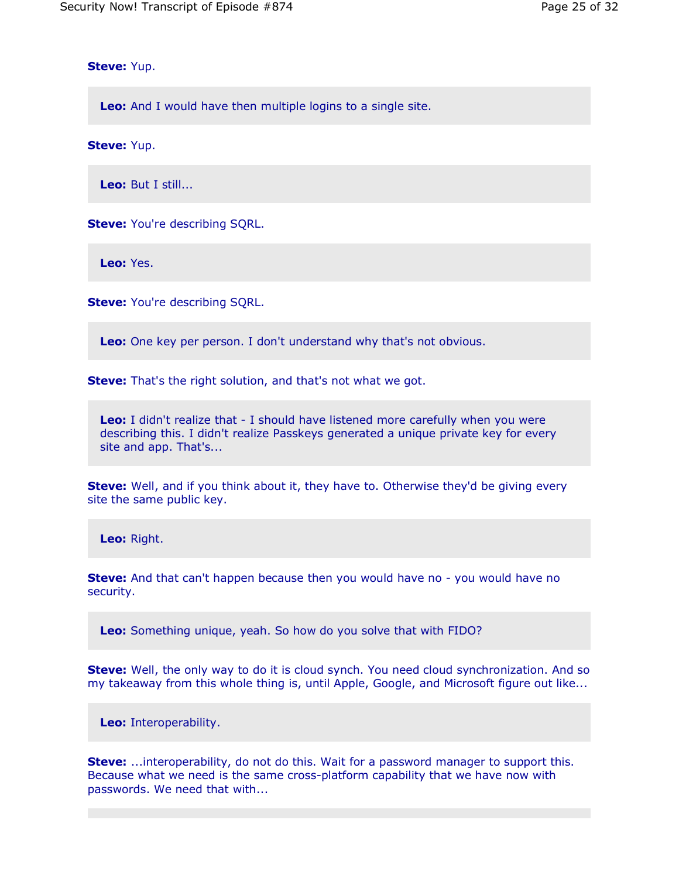**Steve:** Yup.

**Leo:** And I would have then multiple logins to a single site.

**Steve:** Yup.

**Leo:** But I still...

**Steve:** You're describing SQRL.

**Leo:** Yes.

**Steve:** You're describing SQRL.

**Leo:** One key per person. I don't understand why that's not obvious.

**Steve:** That's the right solution, and that's not what we got.

**Leo:** I didn't realize that - I should have listened more carefully when you were describing this. I didn't realize Passkeys generated a unique private key for every site and app. That's...

**Steve:** Well, and if you think about it, they have to. Otherwise they'd be giving every site the same public key.

**Leo:** Right.

**Steve:** And that can't happen because then you would have no - you would have no security.

**Leo:** Something unique, yeah. So how do you solve that with FIDO?

**Steve:** Well, the only way to do it is cloud synch. You need cloud synchronization. And so my takeaway from this whole thing is, until Apple, Google, and Microsoft figure out like...

**Leo:** Interoperability.

**Steve:** ...interoperability, do not do this. Wait for a password manager to support this. Because what we need is the same cross-platform capability that we have now with passwords. We need that with...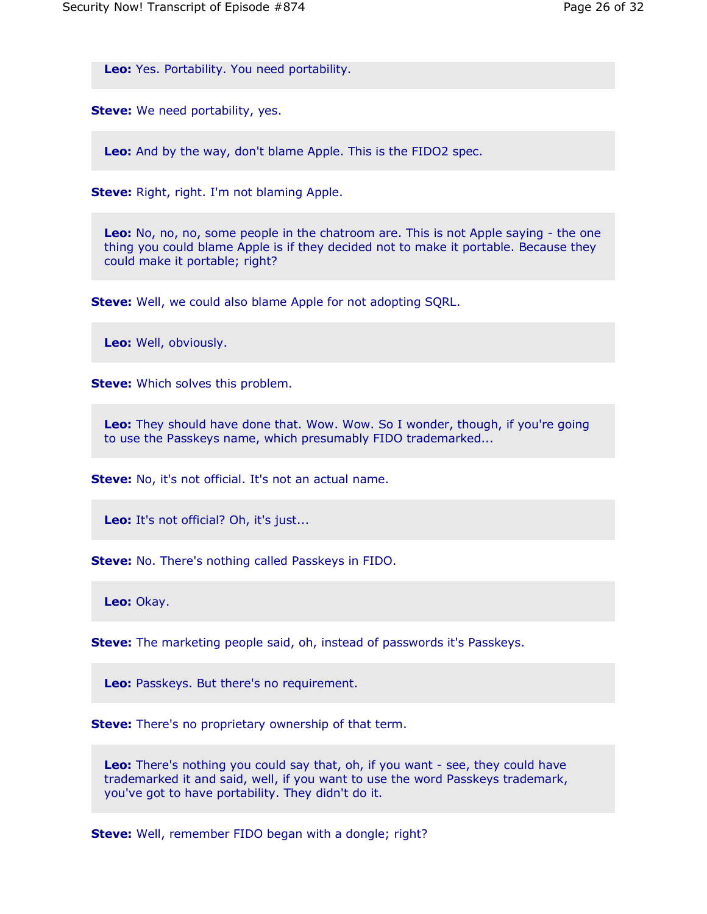**Leo:** Yes. Portability. You need portability.

**Steve:** We need portability, yes.

**Leo:** And by the way, don't blame Apple. This is the FIDO2 spec.

**Steve:** Right, right. I'm not blaming Apple.

**Leo:** No, no, no, some people in the chatroom are. This is not Apple saying - the one thing you could blame Apple is if they decided not to make it portable. Because they could make it portable; right?

**Steve:** Well, we could also blame Apple for not adopting SQRL.

**Leo:** Well, obviously.

**Steve:** Which solves this problem.

**Leo:** They should have done that. Wow. Wow. So I wonder, though, if you're going to use the Passkeys name, which presumably FIDO trademarked...

**Steve:** No, it's not official. It's not an actual name.

**Leo:** It's not official? Oh, it's just...

**Steve:** No. There's nothing called Passkeys in FIDO.

**Leo:** Okay.

**Steve:** The marketing people said, oh, instead of passwords it's Passkeys.

**Leo:** Passkeys. But there's no requirement.

**Steve:** There's no proprietary ownership of that term.

**Leo:** There's nothing you could say that, oh, if you want - see, they could have trademarked it and said, well, if you want to use the word Passkeys trademark, you've got to have portability. They didn't do it.

**Steve:** Well, remember FIDO began with a dongle; right?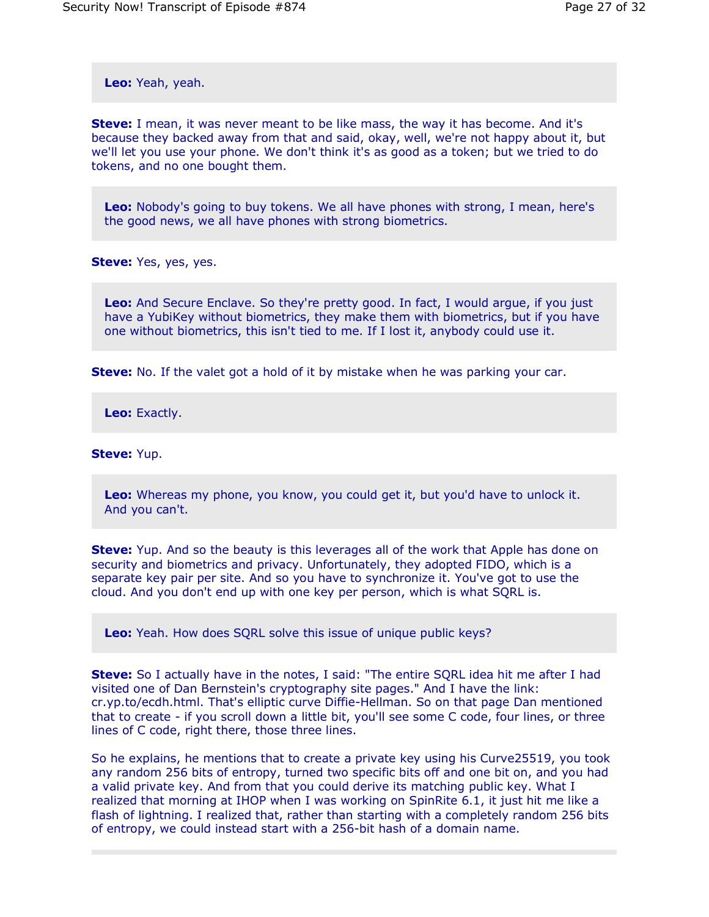**Leo:** Yeah, yeah.

**Steve:** I mean, it was never meant to be like mass, the way it has become. And it's because they backed away from that and said, okay, well, we're not happy about it, but we'll let you use your phone. We don't think it's as good as a token; but we tried to do tokens, and no one bought them.

**Leo:** Nobody's going to buy tokens. We all have phones with strong, I mean, here's the good news, we all have phones with strong biometrics.

**Steve:** Yes, yes, yes.

**Leo:** And Secure Enclave. So they're pretty good. In fact, I would argue, if you just have a YubiKey without biometrics, they make them with biometrics, but if you have one without biometrics, this isn't tied to me. If I lost it, anybody could use it.

**Steve:** No. If the valet got a hold of it by mistake when he was parking your car.

**Leo:** Exactly.

**Steve:** Yup.

**Leo:** Whereas my phone, you know, you could get it, but you'd have to unlock it. And you can't.

**Steve:** Yup. And so the beauty is this leverages all of the work that Apple has done on security and biometrics and privacy. Unfortunately, they adopted FIDO, which is a separate key pair per site. And so you have to synchronize it. You've got to use the cloud. And you don't end up with one key per person, which is what SQRL is.

**Leo:** Yeah. How does SQRL solve this issue of unique public keys?

**Steve:** So I actually have in the notes, I said: "The entire SQRL idea hit me after I had visited one of Dan Bernstein's cryptography site pages." And I have the link: cr.yp.to/ecdh.html. That's elliptic curve Diffie-Hellman. So on that page Dan mentioned that to create - if you scroll down a little bit, you'll see some C code, four lines, or three lines of C code, right there, those three lines.

So he explains, he mentions that to create a private key using his Curve25519, you took any random 256 bits of entropy, turned two specific bits off and one bit on, and you had a valid private key. And from that you could derive its matching public key. What I realized that morning at IHOP when I was working on SpinRite 6.1, it just hit me like a flash of lightning. I realized that, rather than starting with a completely random 256 bits of entropy, we could instead start with a 256-bit hash of a domain name.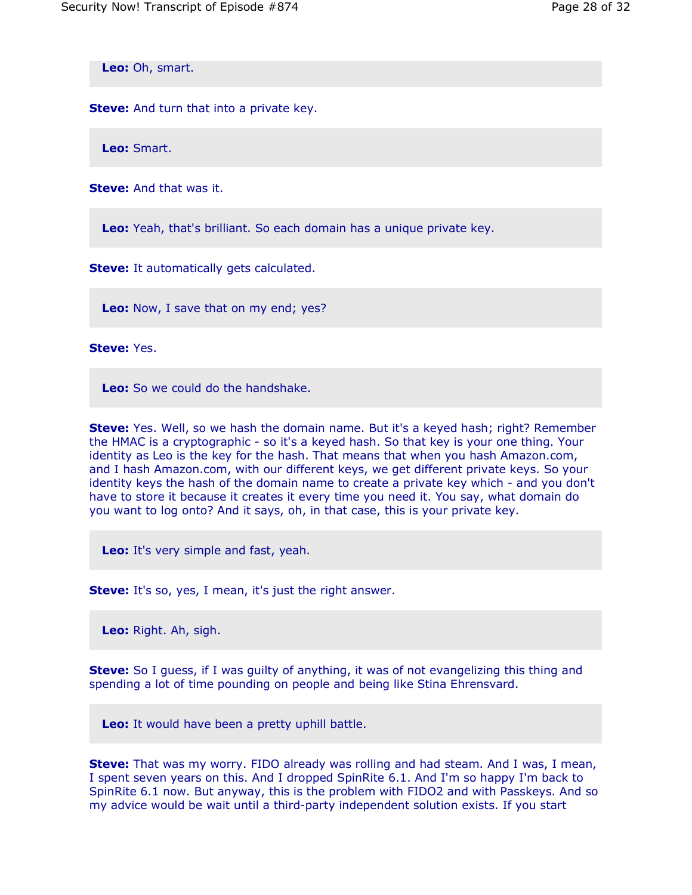**Leo:** Oh, smart.

**Steve:** And turn that into a private key.

**Leo:** Smart.

**Steve:** And that was it.

**Leo:** Yeah, that's brilliant. So each domain has a unique private key.

**Steve:** It automatically gets calculated.

**Leo:** Now, I save that on my end; yes?

**Steve:** Yes.

**Leo:** So we could do the handshake.

**Steve:** Yes. Well, so we hash the domain name. But it's a keyed hash; right? Remember the HMAC is a cryptographic - so it's a keyed hash. So that key is your one thing. Your identity as Leo is the key for the hash. That means that when you hash Amazon.com, and I hash Amazon.com, with our different keys, we get different private keys. So your identity keys the hash of the domain name to create a private key which - and you don't have to store it because it creates it every time you need it. You say, what domain do you want to log onto? And it says, oh, in that case, this is your private key.

**Leo:** It's very simple and fast, yeah.

**Steve:** It's so, yes, I mean, it's just the right answer.

**Leo:** Right. Ah, sigh.

**Steve:** So I guess, if I was guilty of anything, it was of not evangelizing this thing and spending a lot of time pounding on people and being like Stina Ehrensvard.

**Leo:** It would have been a pretty uphill battle.

**Steve:** That was my worry. FIDO already was rolling and had steam. And I was, I mean, I spent seven years on this. And I dropped SpinRite 6.1. And I'm so happy I'm back to SpinRite 6.1 now. But anyway, this is the problem with FIDO2 and with Passkeys. And so my advice would be wait until a third-party independent solution exists. If you start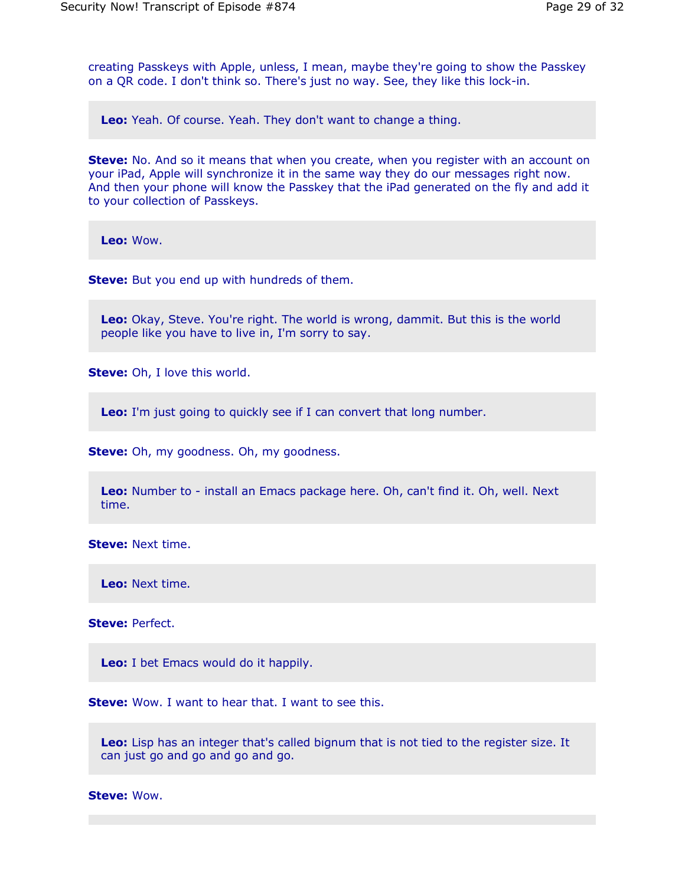creating Passkeys with Apple, unless, I mean, maybe they're going to show the Passkey on a QR code. I don't think so. There's just no way. See, they like this lock-in.

**Leo:** Yeah. Of course. Yeah. They don't want to change a thing.

**Steve:** No. And so it means that when you create, when you register with an account on your iPad, Apple will synchronize it in the same way they do our messages right now. And then your phone will know the Passkey that the iPad generated on the fly and add it to your collection of Passkeys.

**Leo:** Wow.

**Steve:** But you end up with hundreds of them.

**Leo:** Okay, Steve. You're right. The world is wrong, dammit. But this is the world people like you have to live in, I'm sorry to say.

**Steve:** Oh, I love this world.

**Leo:** I'm just going to quickly see if I can convert that long number.

**Steve:** Oh, my goodness. Oh, my goodness.

**Leo:** Number to - install an Emacs package here. Oh, can't find it. Oh, well. Next time.

**Steve:** Next time.

**Leo:** Next time.

**Steve:** Perfect.

**Leo:** I bet Emacs would do it happily.

**Steve:** Wow. I want to hear that. I want to see this.

**Leo:** Lisp has an integer that's called bignum that is not tied to the register size. It can just go and go and go and go.

**Steve:** Wow.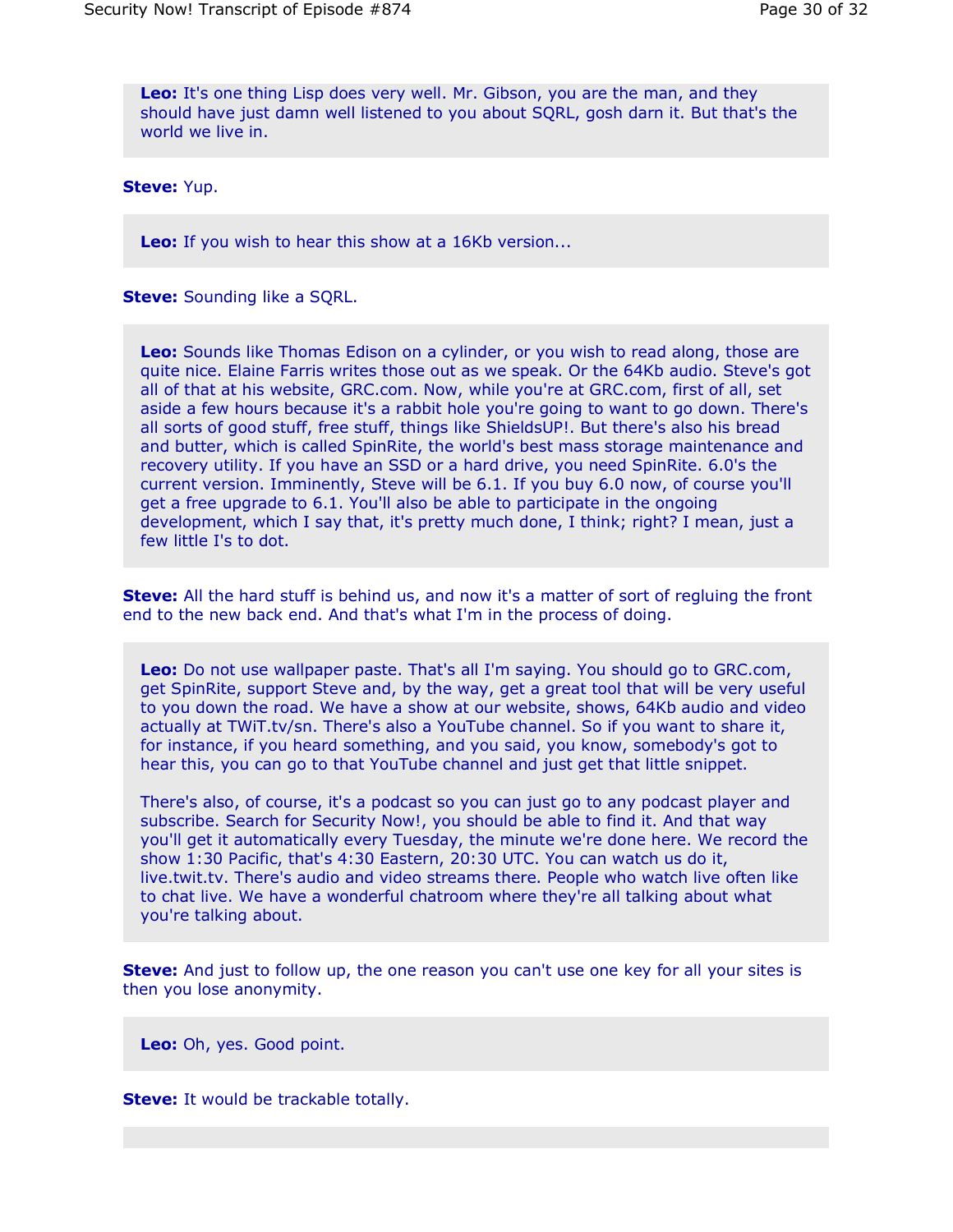**Leo:** It's one thing Lisp does very well. Mr. Gibson, you are the man, and they should have just damn well listened to you about SQRL, gosh darn it. But that's the world we live in.

**Steve:** Yup.

**Leo:** If you wish to hear this show at a 16Kb version...

**Steve:** Sounding like a SQRL.

**Leo:** Sounds like Thomas Edison on a cylinder, or you wish to read along, those are quite nice. Elaine Farris writes those out as we speak. Or the 64Kb audio. Steve's got all of that at his website, GRC.com. Now, while you're at GRC.com, first of all, set aside a few hours because it's a rabbit hole you're going to want to go down. There's all sorts of good stuff, free stuff, things like ShieldsUP!. But there's also his bread and butter, which is called SpinRite, the world's best mass storage maintenance and recovery utility. If you have an SSD or a hard drive, you need SpinRite. 6.0's the current version. Imminently, Steve will be 6.1. If you buy 6.0 now, of course you'll get a free upgrade to 6.1. You'll also be able to participate in the ongoing development, which I say that, it's pretty much done, I think; right? I mean, just a few little I's to dot.

**Steve:** All the hard stuff is behind us, and now it's a matter of sort of regluing the front end to the new back end. And that's what I'm in the process of doing.

**Leo:** Do not use wallpaper paste. That's all I'm saying. You should go to GRC.com, get SpinRite, support Steve and, by the way, get a great tool that will be very useful to you down the road. We have a show at our website, shows, 64Kb audio and video actually at TWiT.tv/sn. There's also a YouTube channel. So if you want to share it, for instance, if you heard something, and you said, you know, somebody's got to hear this, you can go to that YouTube channel and just get that little snippet.

There's also, of course, it's a podcast so you can just go to any podcast player and subscribe. Search for Security Now!, you should be able to find it. And that way you'll get it automatically every Tuesday, the minute we're done here. We record the show 1:30 Pacific, that's 4:30 Eastern, 20:30 UTC. You can watch us do it, live.twit.tv. There's audio and video streams there. People who watch live often like to chat live. We have a wonderful chatroom where they're all talking about what you're talking about.

**Steve:** And just to follow up, the one reason you can't use one key for all your sites is then you lose anonymity.

**Leo:** Oh, yes. Good point.

**Steve:** It would be trackable totally.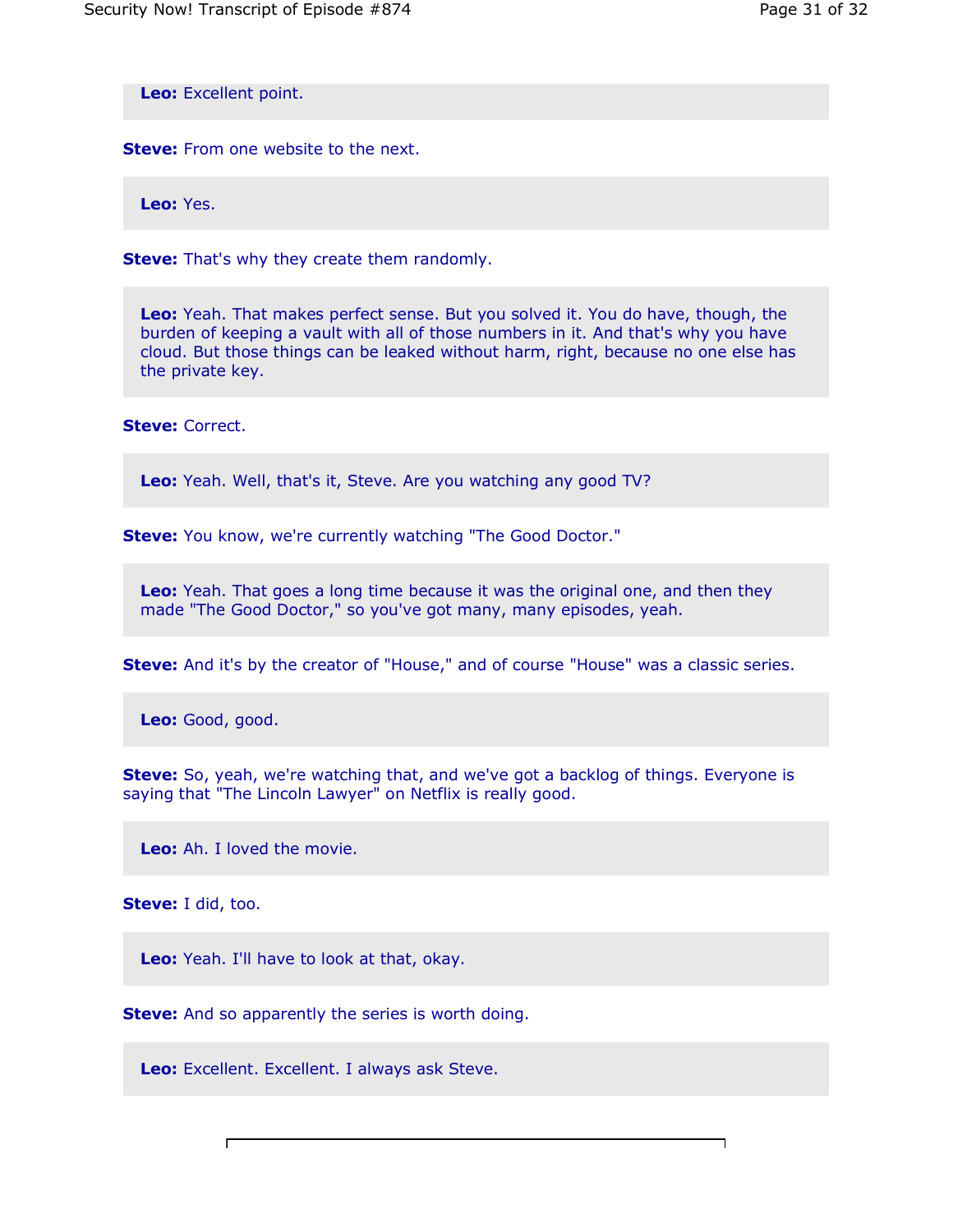**Leo:** Excellent point.

**Steve:** From one website to the next.

**Leo:** Yes.

**Steve:** That's why they create them randomly.

**Leo:** Yeah. That makes perfect sense. But you solved it. You do have, though, the burden of keeping a vault with all of those numbers in it. And that's why you have cloud. But those things can be leaked without harm, right, because no one else has the private key.

**Steve:** Correct.

**Leo:** Yeah. Well, that's it, Steve. Are you watching any good TV?

**Steve:** You know, we're currently watching "The Good Doctor."

**Leo:** Yeah. That goes a long time because it was the original one, and then they made "The Good Doctor," so you've got many, many episodes, yeah.

**Steve:** And it's by the creator of "House," and of course "House" was a classic series.

**Leo:** Good, good.

**Steve:** So, yeah, we're watching that, and we've got a backlog of things. Everyone is saying that "The Lincoln Lawyer" on Netflix is really good.

**Leo:** Ah. I loved the movie.

**Steve:** I did, too.

**Leo:** Yeah. I'll have to look at that, okay.

**Steve:** And so apparently the series is worth doing.

**Leo:** Excellent. Excellent. I always ask Steve.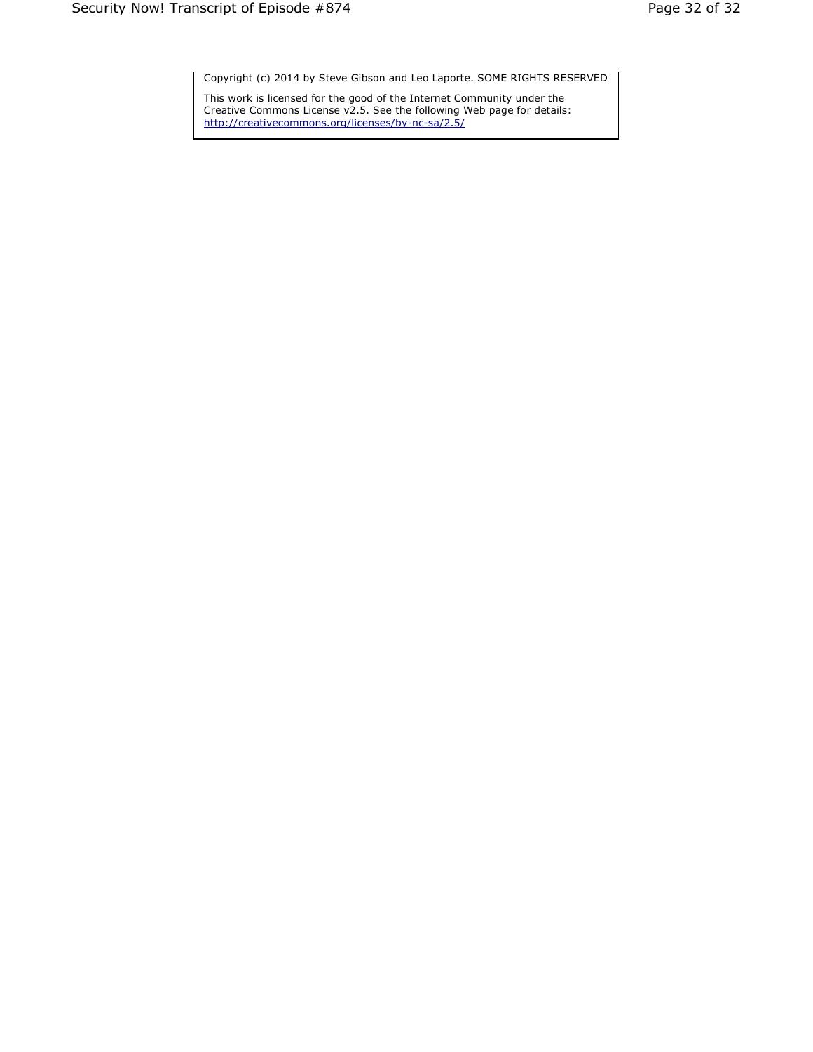Copyright (c) 2014 by Steve Gibson and Leo Laporte. SOME RIGHTS RESERVED

This work is licensed for the good of the Internet Community under the Creative Commons License v2.5. See the following Web page for details: http://creativecommons.org/licenses/by-nc-sa/2.5/